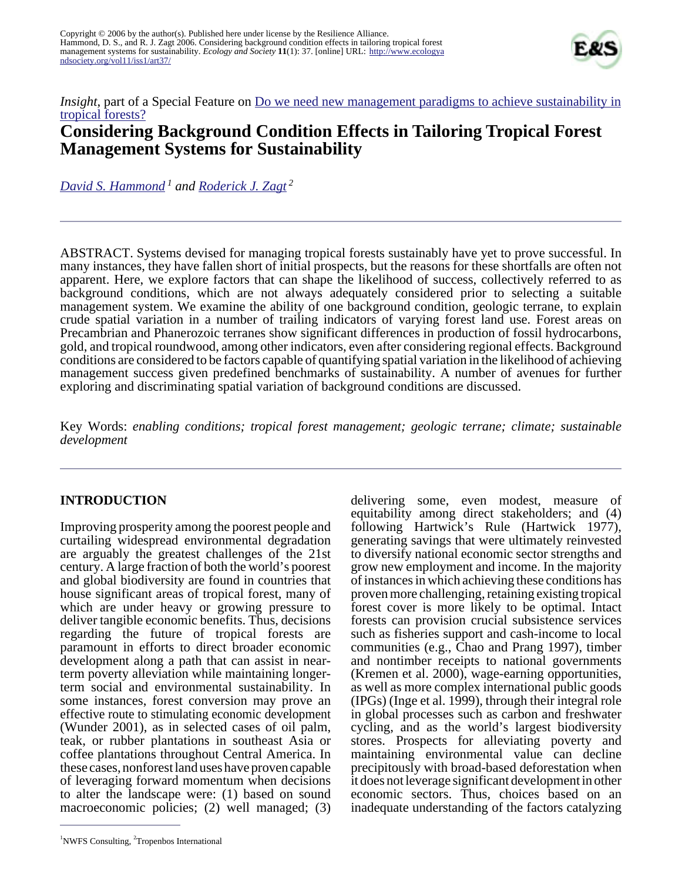Copyright © 2006 by the author(s). Published here under license by the Resilience Alliance.
Hammond, D. S., and R. J. Zagt 2006. Considering background condition effects in tailoring tropical forest management systems for sustainability. *Ecology and Society* **11**(1): 37. [online] URL: http://www.ecologyandsociety.org/vol11/iss1/art37/

*Insight*, part of a Special Feature on Do we need new management paradigms to achieve sustainability in tropical forests?

# Considering Background Condition Effects in Tailoring Tropical Forest Management Systems for Sustainability

*David S. Hammond* [1] *and Roderick J. Zagt* [2]

ABSTRACT. Systems devised for managing tropical forests sustainably have yet to prove successful. In many instances, they have fallen short of initial prospects, but the reasons for these shortfalls are often not apparent. Here, we explore factors that can shape the likelihood of success, collectively referred to as background conditions, which are not always adequately considered prior to selecting a suitable management system. We examine the ability of one background condition, geologic terrane, to explain crude spatial variation in a number of trailing indicators of varying forest land use. Forest areas on Precambrian and Phanerozoic terranes show significant differences in production of fossil hydrocarbons, gold, and tropical roundwood, among other indicators, even after considering regional effects. Background conditions are considered to be factors capable of quantifying spatial variation in the likelihood of achieving management success given predefined benchmarks of sustainability. A number of avenues for further exploring and discriminating spatial variation of background conditions are discussed.

Key Words: *enabling conditions; tropical forest management; geologic terrane; climate; sustainable development*

## INTRODUCTION

Improving prosperity among the poorest people and curtailing widespread environmental degradation are arguably the greatest challenges of the 21st century. A large fraction of both the world's poorest and global biodiversity are found in countries that house significant areas of tropical forest, many of which are under heavy or growing pressure to deliver tangible economic benefits. Thus, decisions regarding the future of tropical forests are paramount in efforts to direct broader economic development along a path that can assist in near-term poverty alleviation while maintaining longer-term social and environmental sustainability. In some instances, forest conversion may prove an effective route to stimulating economic development (Wunder 2001), as in selected cases of oil palm, teak, or rubber plantations in southeast Asia or coffee plantations throughout Central America. In these cases, nonforest land uses have proven capable of leveraging forward momentum when decisions to alter the landscape were: (1) based on sound macroeconomic policies; (2) well managed; (3) delivering some, even modest, measure of equitability among direct stakeholders; and (4) following Hartwick's Rule (Hartwick 1977), generating savings that were ultimately reinvested to diversify national economic sector strengths and grow new employment and income. In the majority of instances in which achieving these conditions has proven more challenging, retaining existing tropical forest cover is more likely to be optimal. Intact forests can provision crucial subsistence services such as fisheries support and cash-income to local communities (e.g., Chao and Prang 1997), timber and nontimber receipts to national governments (Kremen et al. 2000), wage-earning opportunities, as well as more complex international public goods (IPGs) (Inge et al. 1999), through their integral role in global processes such as carbon and freshwater cycling, and as the world's largest biodiversity stores. Prospects for alleviating poverty and maintaining environmental value can decline precipitously with broad-based deforestation when it does not leverage significant development in other economic sectors. Thus, choices based on an inadequate understanding of the factors catalyzing

[1] NWFS Consulting, [2] Tropenbos International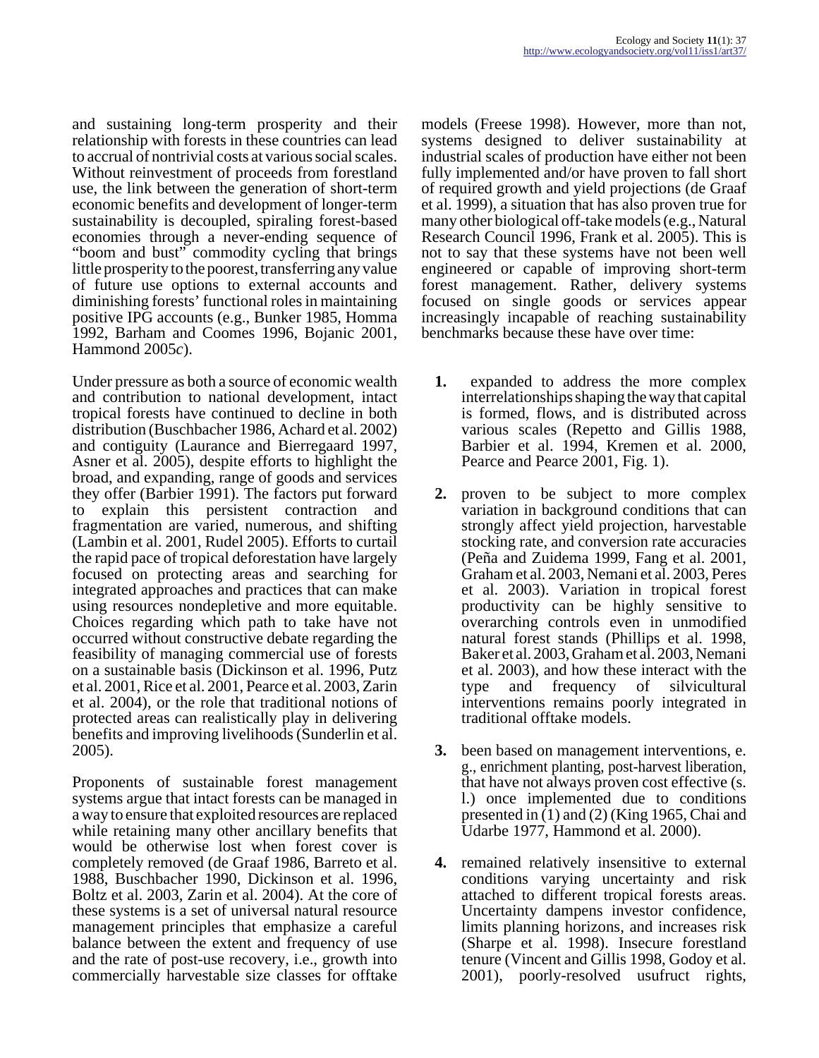and sustaining long-term prosperity and their relationship with forests in these countries can lead to accrual of nontrivial costs at various social scales. Without reinvestment of proceeds from forestland use, the link between the generation of short-term economic benefits and development of longer-term sustainability is decoupled, spiraling forest-based economies through a never-ending sequence of "boom and bust" commodity cycling that brings little prosperity to the poorest, transferring any value of future use options to external accounts and diminishing forests' functional roles in maintaining positive IPG accounts (e.g., Bunker 1985, Homma 1992, Barham and Coomes 1996, Bojanic 2001, Hammond 2005*c*).

Under pressure as both a source of economic wealth and contribution to national development, intact tropical forests have continued to decline in both distribution (Buschbacher 1986, Achard et al. 2002) and contiguity (Laurance and Bierregaard 1997, Asner et al. 2005), despite efforts to highlight the broad, and expanding, range of goods and services they offer (Barbier 1991). The factors put forward to explain this persistent contraction and fragmentation are varied, numerous, and shifting (Lambin et al. 2001, Rudel 2005). Efforts to curtail the rapid pace of tropical deforestation have largely focused on protecting areas and searching for integrated approaches and practices that can make using resources nondepletive and more equitable. Choices regarding which path to take have not occurred without constructive debate regarding the feasibility of managing commercial use of forests on a sustainable basis (Dickinson et al. 1996, Putz et al. 2001, Rice et al. 2001, Pearce et al. 2003, Zarin et al. 2004), or the role that traditional notions of protected areas can realistically play in delivering benefits and improving livelihoods (Sunderlin et al. 2005).

Proponents of sustainable forest management systems argue that intact forests can be managed in a way to ensure that exploited resources are replaced while retaining many other ancillary benefits that would be otherwise lost when forest cover is completely removed (de Graaf 1986, Barreto et al. 1988, Buschbacher 1990, Dickinson et al. 1996, Boltz et al. 2003, Zarin et al. 2004). At the core of these systems is a set of universal natural resource management principles that emphasize a careful balance between the extent and frequency of use and the rate of post-use recovery, i.e., growth into commercially harvestable size classes for offtake models (Freese 1998). However, more than not, systems designed to deliver sustainability at industrial scales of production have either not been fully implemented and/or have proven to fall short of required growth and yield projections (de Graaf et al. 1999), a situation that has also proven true for many other biological off-take models (e.g., Natural Research Council 1996, Frank et al. 2005). This is not to say that these systems have not been well engineered or capable of improving short-term forest management. Rather, delivery systems focused on single goods or services appear increasingly incapable of reaching sustainability benchmarks because these have over time:

1. expanded to address the more complex interrelationships shaping the way that capital is formed, flows, and is distributed across various scales (Repetto and Gillis 1988, Barbier et al. 1994, Kremen et al. 2000, Pearce and Pearce 2001, Fig. 1).

2. proven to be subject to more complex variation in background conditions that can strongly affect yield projection, harvestable stocking rate, and conversion rate accuracies (Peña and Zuidema 1999, Fang et al. 2001, Graham et al. 2003, Nemani et al. 2003, Peres et al. 2003). Variation in tropical forest productivity can be highly sensitive to overarching controls even in unmodified natural forest stands (Phillips et al. 1998, Baker et al. 2003, Graham et al. 2003, Nemani et al. 2003), and how these interact with the type and frequency of silvicultural interventions remains poorly integrated in traditional offtake models.

3. been based on management interventions, e. g., enrichment planting, post-harvest liberation, that have not always proven cost effective (s. l.) once implemented due to conditions presented in (1) and (2) (King 1965, Chai and Udarbe 1977, Hammond et al. 2000).

4. remained relatively insensitive to external conditions varying uncertainty and risk attached to different tropical forests areas. Uncertainty dampens investor confidence, limits planning horizons, and increases risk (Sharpe et al. 1998). Insecure forestland tenure (Vincent and Gillis 1998, Godoy et al. 2001), poorly-resolved usufruct rights,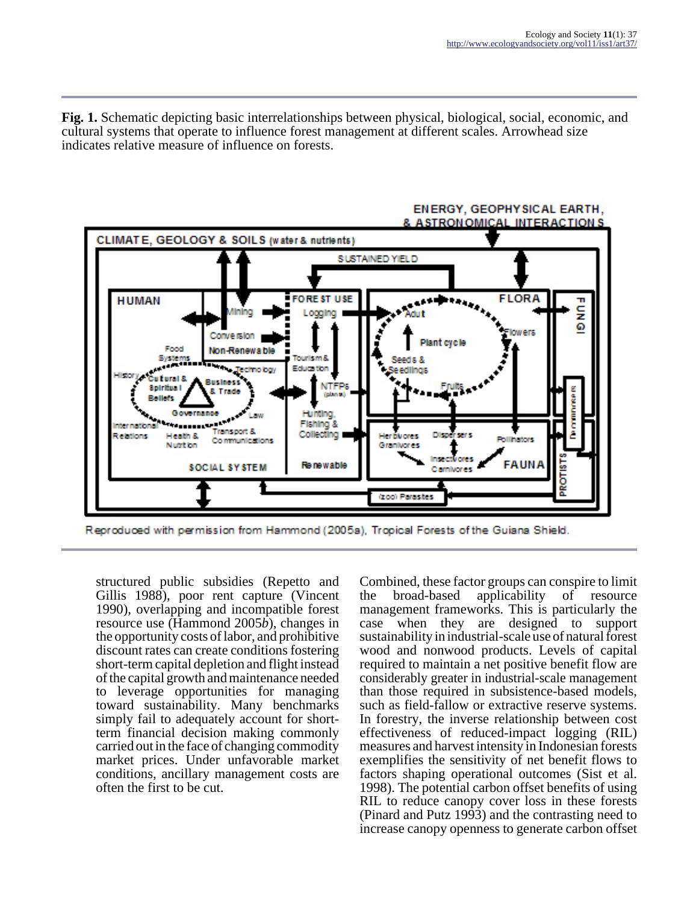**Fig. 1.** Schematic depicting basic interrelationships between physical, biological, social, economic, and cultural systems that operate to influence forest management at different scales. Arrowhead size indicates relative measure of influence on forests.

Reproduced with permission from Hammond (2005a), Tropical Forests of the Guiana Shield.

structured public subsidies (Repetto and Gillis 1988), poor rent capture (Vincent 1990), overlapping and incompatible forest resource use (Hammond 2005*b*), changes in the opportunity costs of labor, and prohibitive discount rates can create conditions fostering short-term capital depletion and flight instead of the capital growth and maintenance needed to leverage opportunities for managing toward sustainability. Many benchmarks simply fail to adequately account for short-term financial decision making commonly carried out in the face of changing commodity market prices. Under unfavorable market conditions, ancillary management costs are often the first to be cut.

Combined, these factor groups can conspire to limit the broad-based applicability of resource management frameworks. This is particularly the case when they are designed to support sustainability in industrial-scale use of natural forest wood and nonwood products. Levels of capital required to maintain a net positive benefit flow are considerably greater in industrial-scale management than those required in subsistence-based models, such as field-fallow or extractive reserve systems. In forestry, the inverse relationship between cost effectiveness of reduced-impact logging (RIL) measures and harvest intensity in Indonesian forests exemplifies the sensitivity of net benefit flows to factors shaping operational outcomes (Sist et al. 1998). The potential carbon offset benefits of using RIL to reduce canopy cover loss in these forests (Pinard and Putz 1993) and the contrasting need to increase canopy openness to generate carbon offset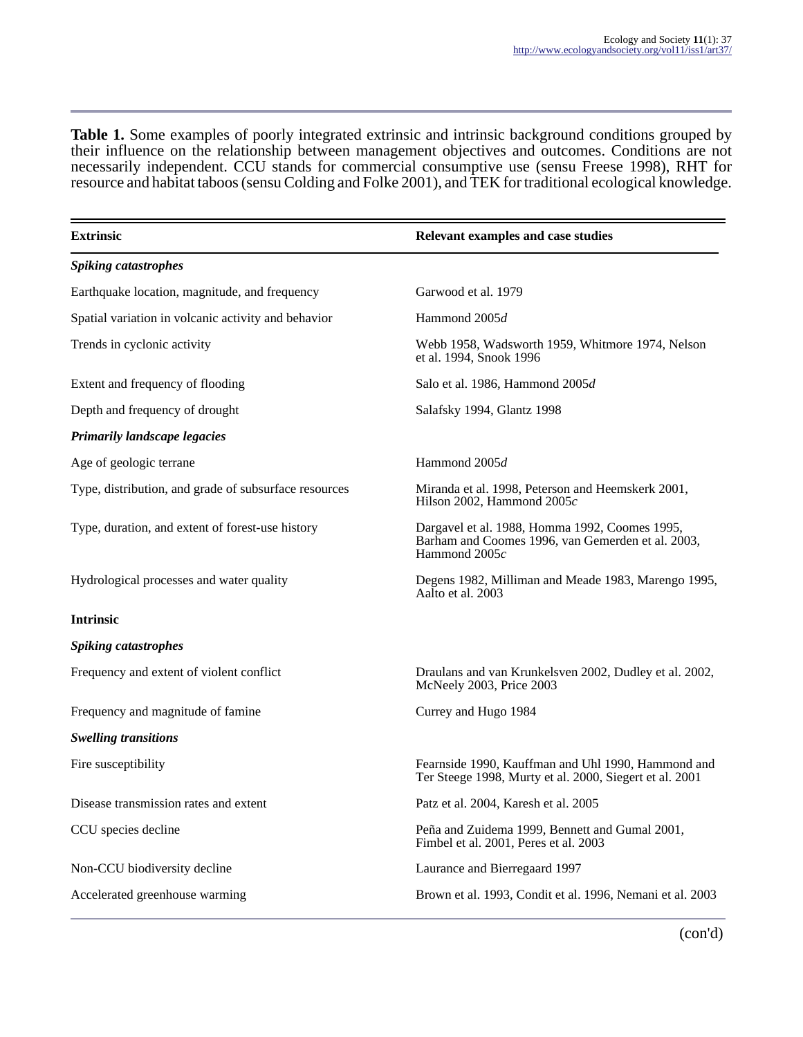**Table 1.** Some examples of poorly integrated extrinsic and intrinsic background conditions grouped by their influence on the relationship between management objectives and outcomes. Conditions are not necessarily independent. CCU stands for commercial consumptive use (sensu Freese 1998), RHT for resource and habitat taboos (sensu Colding and Folke 2001), and TEK for traditional ecological knowledge.

| **Extrinsic** | **Relevant examples and case studies** |
|---|---|
| ***Spiking catastrophes*** | |
| Earthquake location, magnitude, and frequency | Garwood et al. 1979 |
| Spatial variation in volcanic activity and behavior | Hammond 2005*d* |
| Trends in cyclonic activity | Webb 1958, Wadsworth 1959, Whitmore 1974, Nelson et al. 1994, Snook 1996 |
| Extent and frequency of flooding | Salo et al. 1986, Hammond 2005*d* |
| Depth and frequency of drought | Salafsky 1994, Glantz 1998 |
| ***Primarily landscape legacies*** | |
| Age of geologic terrane | Hammond 2005*d* |
| Type, distribution, and grade of subsurface resources | Miranda et al. 1998, Peterson and Heemskerk 2001, Hilson 2002, Hammond 2005*c* |
| Type, duration, and extent of forest-use history | Dargavel et al. 1988, Homma 1992, Coomes 1995, Barham and Coomes 1996, van Gemerden et al. 2003, Hammond 2005*c* |
| Hydrological processes and water quality | Degens 1982, Milliman and Meade 1983, Marengo 1995, Aalto et al. 2003 |
| **Intrinsic** | |
| ***Spiking catastrophes*** | |
| Frequency and extent of violent conflict | Draulans and van Krunkelsven 2002, Dudley et al. 2002, McNeely 2003, Price 2003 |
| Frequency and magnitude of famine | Currey and Hugo 1984 |
| ***Swelling transitions*** | |
| Fire susceptibility | Fearnside 1990, Kauffman and Uhl 1990, Hammond and Ter Steege 1998, Murty et al. 2000, Siegert et al. 2001 |
| Disease transmission rates and extent | Patz et al. 2004, Karesh et al. 2005 |
| CCU species decline | Peña and Zuidema 1999, Bennett and Gumal 2001, Fimbel et al. 2001, Peres et al. 2003 |
| Non-CCU biodiversity decline | Laurance and Bierregaard 1997 |
| Accelerated greenhouse warming | Brown et al. 1993, Condit et al. 1996, Nemani et al. 2003 |

(con'd)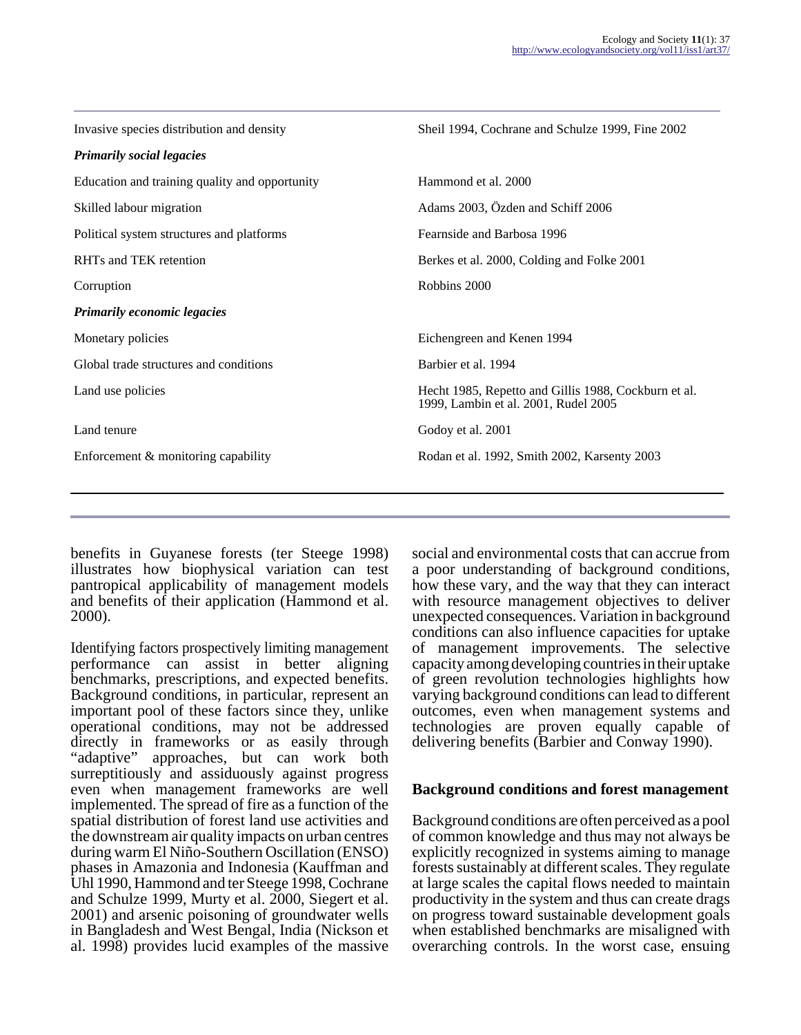| | |
|---|---|
| Invasive species distribution and density | Sheil 1994, Cochrane and Schulze 1999, Fine 2002 |
| ***Primarily social legacies*** | |
| Education and training quality and opportunity | Hammond et al. 2000 |
| Skilled labour migration | Adams 2003, Özden and Schiff 2006 |
| Political system structures and platforms | Fearnside and Barbosa 1996 |
| RHTs and TEK retention | Berkes et al. 2000, Colding and Folke 2001 |
| Corruption | Robbins 2000 |
| ***Primarily economic legacies*** | |
| Monetary policies | Eichengreen and Kenen 1994 |
| Global trade structures and conditions | Barbier et al. 1994 |
| Land use policies | Hecht 1985, Repetto and Gillis 1988, Cockburn et al. 1999, Lambin et al. 2001, Rudel 2005 |
| Land tenure | Godoy et al. 2001 |
| Enforcement & monitoring capability | Rodan et al. 1992, Smith 2002, Karsenty 2003 |

benefits in Guyanese forests (ter Steege 1998) illustrates how biophysical variation can test pantropical applicability of management models and benefits of their application (Hammond et al. 2000).

Identifying factors prospectively limiting management performance can assist in better aligning benchmarks, prescriptions, and expected benefits. Background conditions, in particular, represent an important pool of these factors since they, unlike operational conditions, may not be addressed directly in frameworks or as easily through "adaptive" approaches, but can work both surreptitiously and assiduously against progress even when management frameworks are well implemented. The spread of fire as a function of the spatial distribution of forest land use activities and the downstream air quality impacts on urban centres during warm El Niño-Southern Oscillation (ENSO) phases in Amazonia and Indonesia (Kauffman and Uhl 1990, Hammond and ter Steege 1998, Cochrane and Schulze 1999, Murty et al. 2000, Siegert et al. 2001) and arsenic poisoning of groundwater wells in Bangladesh and West Bengal, India (Nickson et al. 1998) provides lucid examples of the massive social and environmental costs that can accrue from a poor understanding of background conditions, how these vary, and the way that they can interact with resource management objectives to deliver unexpected consequences. Variation in background conditions can also influence capacities for uptake of management improvements. The selective capacity among developing countries in their uptake of green revolution technologies highlights how varying background conditions can lead to different outcomes, even when management systems and technologies are proven equally capable of delivering benefits (Barbier and Conway 1990).

## Background conditions and forest management

Background conditions are often perceived as a pool of common knowledge and thus may not always be explicitly recognized in systems aiming to manage forests sustainably at different scales. They regulate at large scales the capital flows needed to maintain productivity in the system and thus can create drags on progress toward sustainable development goals when established benchmarks are misaligned with overarching controls. In the worst case, ensuing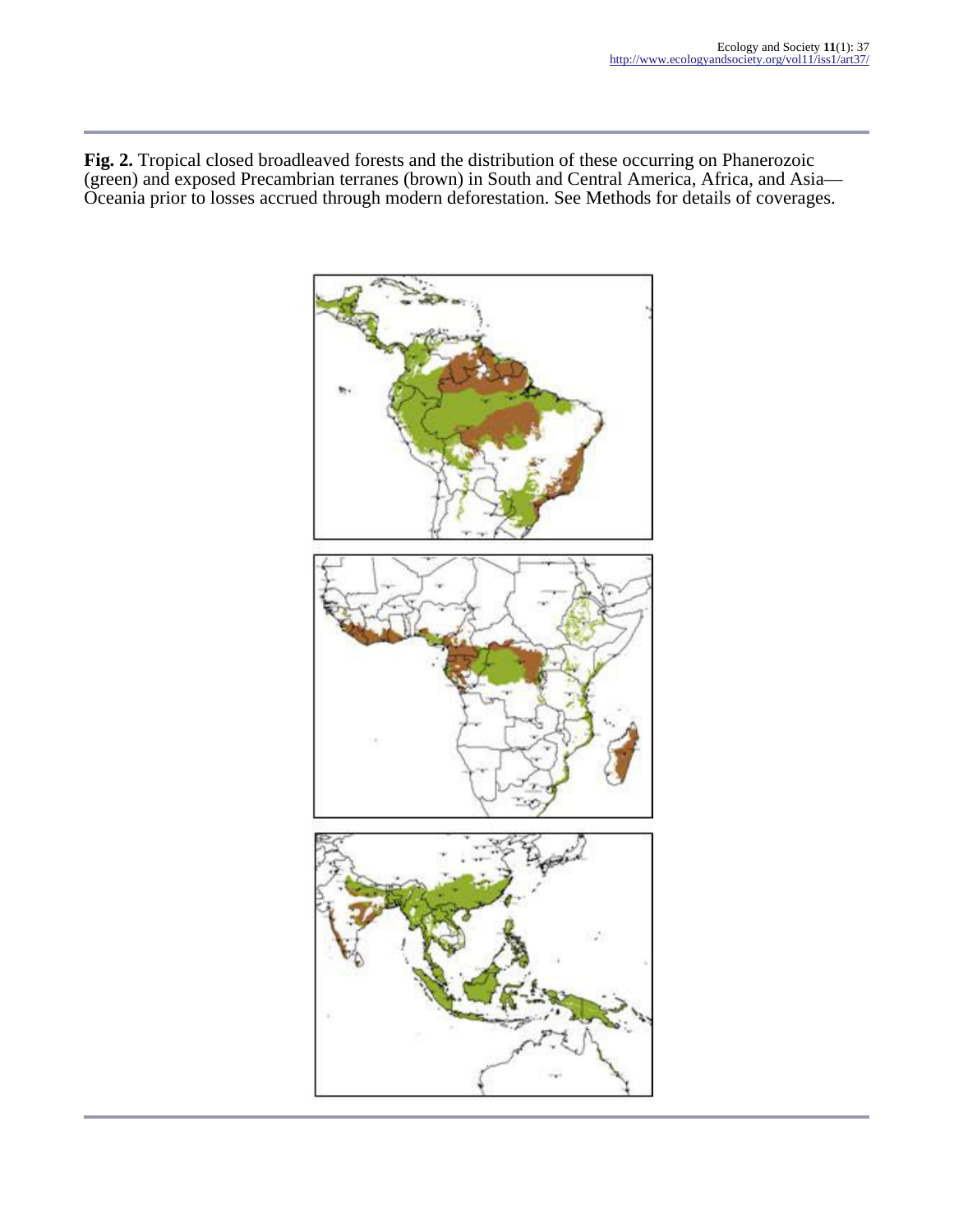**Fig. 2.** Tropical closed broadleaved forests and the distribution of these occurring on Phanerozoic (green) and exposed Precambrian terranes (brown) in South and Central America, Africa, and Asia—Oceania prior to losses accrued through modern deforestation. See Methods for details of coverages.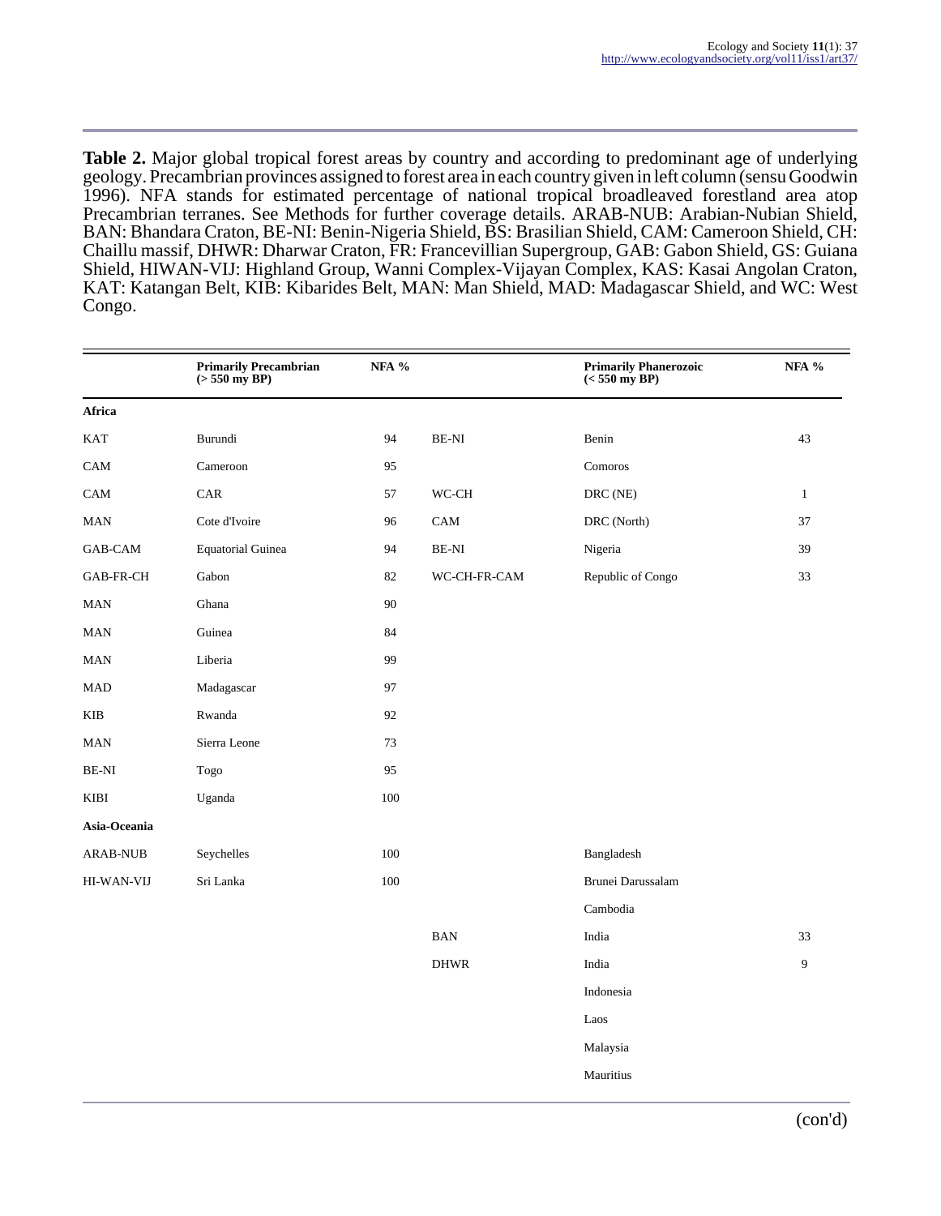**Table 2.** Major global tropical forest areas by country and according to predominant age of underlying geology. Precambrian provinces assigned to forest area in each country given in left column (sensu Goodwin 1996). NFA stands for estimated percentage of national tropical broadleaved forestland area atop Precambrian terranes. See Methods for further coverage details. ARAB-NUB: Arabian-Nubian Shield, BAN: Bhandara Craton, BE-NI: Benin-Nigeria Shield, BS: Brasilian Shield, CAM: Cameroon Shield, CH: Chaillu massif, DHWR: Dharwar Craton, FR: Francevillian Supergroup, GAB: Gabon Shield, GS: Guiana Shield, HIWAN-VIJ: Highland Group, Wanni Complex-Vijayan Complex, KAS: Kasai Angolan Craton, KAT: Katangan Belt, KIB: Kibarides Belt, MAN: Man Shield, MAD: Madagascar Shield, and WC: West Congo.

| | **Primarily Precambrian (> 550 my BP)** | **NFA %** | | **Primarily Phanerozoic (< 550 my BP)** | **NFA %** |
|---|---|---|---|---|---|
| **Africa** | | | | | |
| KAT | Burundi | 94 | BE-NI | Benin | 43 |
| CAM | Cameroon | 95 | | Comoros | |
| CAM | CAR | 57 | WC-CH | DRC (NE) | 1 |
| MAN | Cote d'Ivoire | 96 | CAM | DRC (North) | 37 |
| GAB-CAM | Equatorial Guinea | 94 | BE-NI | Nigeria | 39 |
| GAB-FR-CH | Gabon | 82 | WC-CH-FR-CAM | Republic of Congo | 33 |
| MAN | Ghana | 90 | | | |
| MAN | Guinea | 84 | | | |
| MAN | Liberia | 99 | | | |
| MAD | Madagascar | 97 | | | |
| KIB | Rwanda | 92 | | | |
| MAN | Sierra Leone | 73 | | | |
| BE-NI | Togo | 95 | | | |
| KIBI | Uganda | 100 | | | |
| **Asia-Oceania** | | | | | |
| ARAB-NUB | Seychelles | 100 | | Bangladesh | |
| HI-WAN-VIJ | Sri Lanka | 100 | | Brunei Darussalam | |
| | | | | Cambodia | |
| | | | BAN | India | 33 |
| | | | DHWR | India | 9 |
| | | | | Indonesia | |
| | | | | Laos | |
| | | | | Malaysia | |
| | | | | Mauritius | |

(con'd)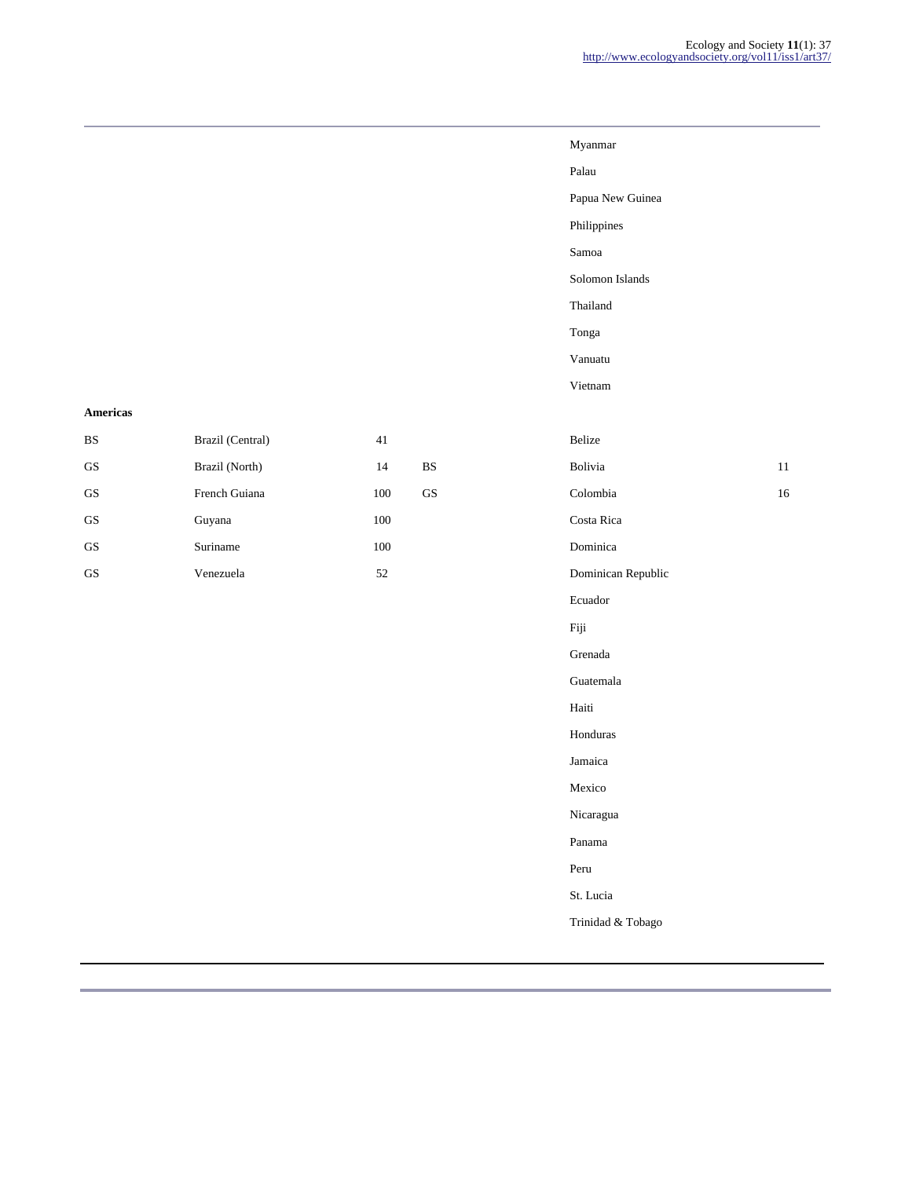| | | | | | |
|---|---|---|---|---|---|
| | | | | Myanmar | |
| | | | | Palau | |
| | | | | Papua New Guinea | |
| | | | | Philippines | |
| | | | | Samoa | |
| | | | | Solomon Islands | |
| | | | | Thailand | |
| | | | | Tonga | |
| | | | | Vanuatu | |
| | | | | Vietnam | |
| **Americas** | | | | | |
| BS | Brazil (Central) | 41 | | Belize | |
| GS | Brazil (North) | 14 | BS | Bolivia | 11 |
| GS | French Guiana | 100 | GS | Colombia | 16 |
| GS | Guyana | 100 | | Costa Rica | |
| GS | Suriname | 100 | | Dominica | |
| GS | Venezuela | 52 | | Dominican Republic | |
| | | | | Ecuador | |
| | | | | Fiji | |
| | | | | Grenada | |
| | | | | Guatemala | |
| | | | | Haiti | |
| | | | | Honduras | |
| | | | | Jamaica | |
| | | | | Mexico | |
| | | | | Nicaragua | |
| | | | | Panama | |
| | | | | Peru | |
| | | | | St. Lucia | |
| | | | | Trinidad & Tobago | |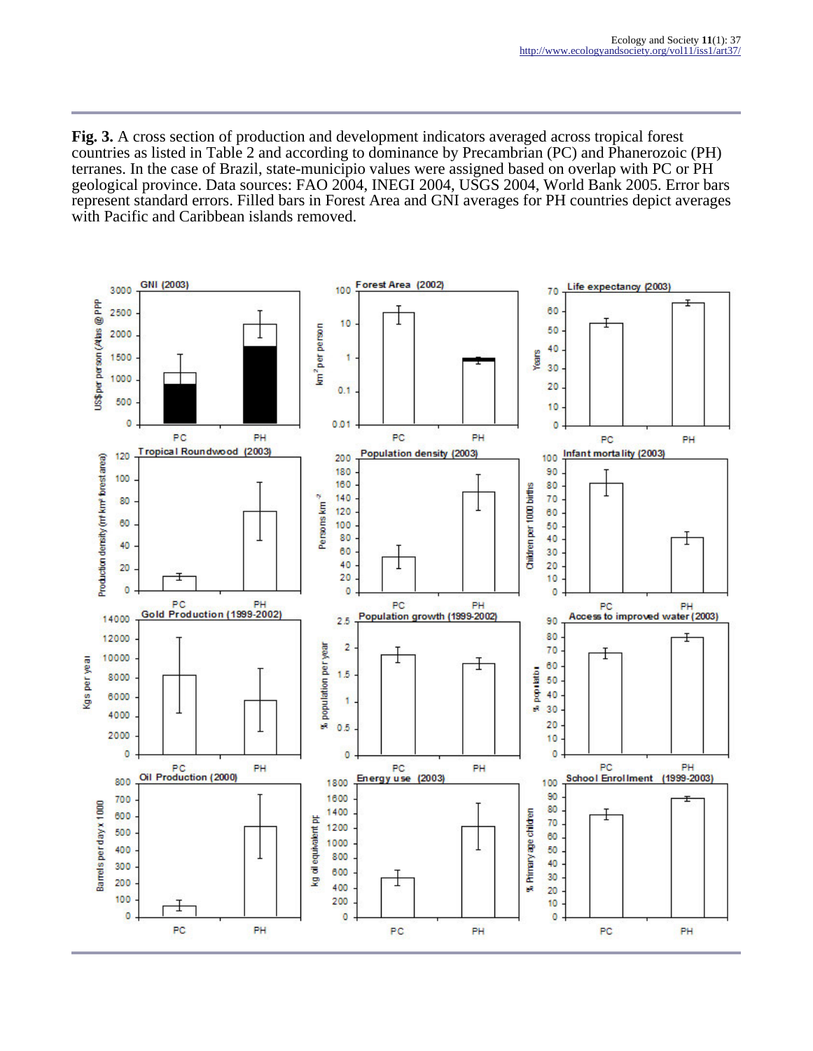**Fig. 3.** A cross section of production and development indicators averaged across tropical forest countries as listed in Table 2 and according to dominance by Precambrian (PC) and Phanerozoic (PH) terranes. In the case of Brazil, state-municipio values were assigned based on overlap with PC or PH geological province. Data sources: FAO 2004, INEGI 2004, USGS 2004, World Bank 2005. Error bars represent standard errors. Filled bars in Forest Area and GNI averages for PH countries depict averages with Pacific and Caribbean islands removed.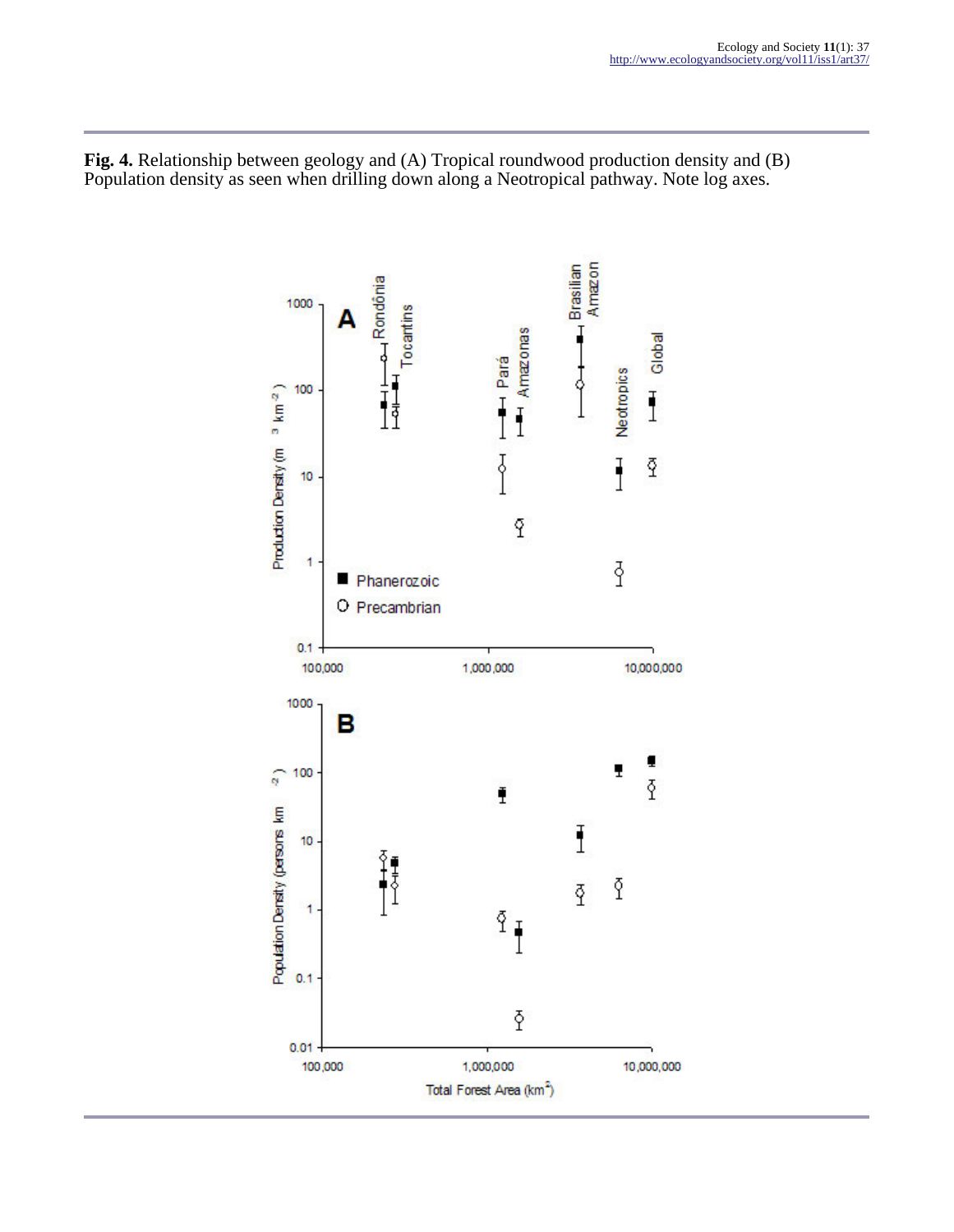**Fig. 4.** Relationship between geology and (A) Tropical roundwood production density and (B) Population density as seen when drilling down along a Neotropical pathway. Note log axes.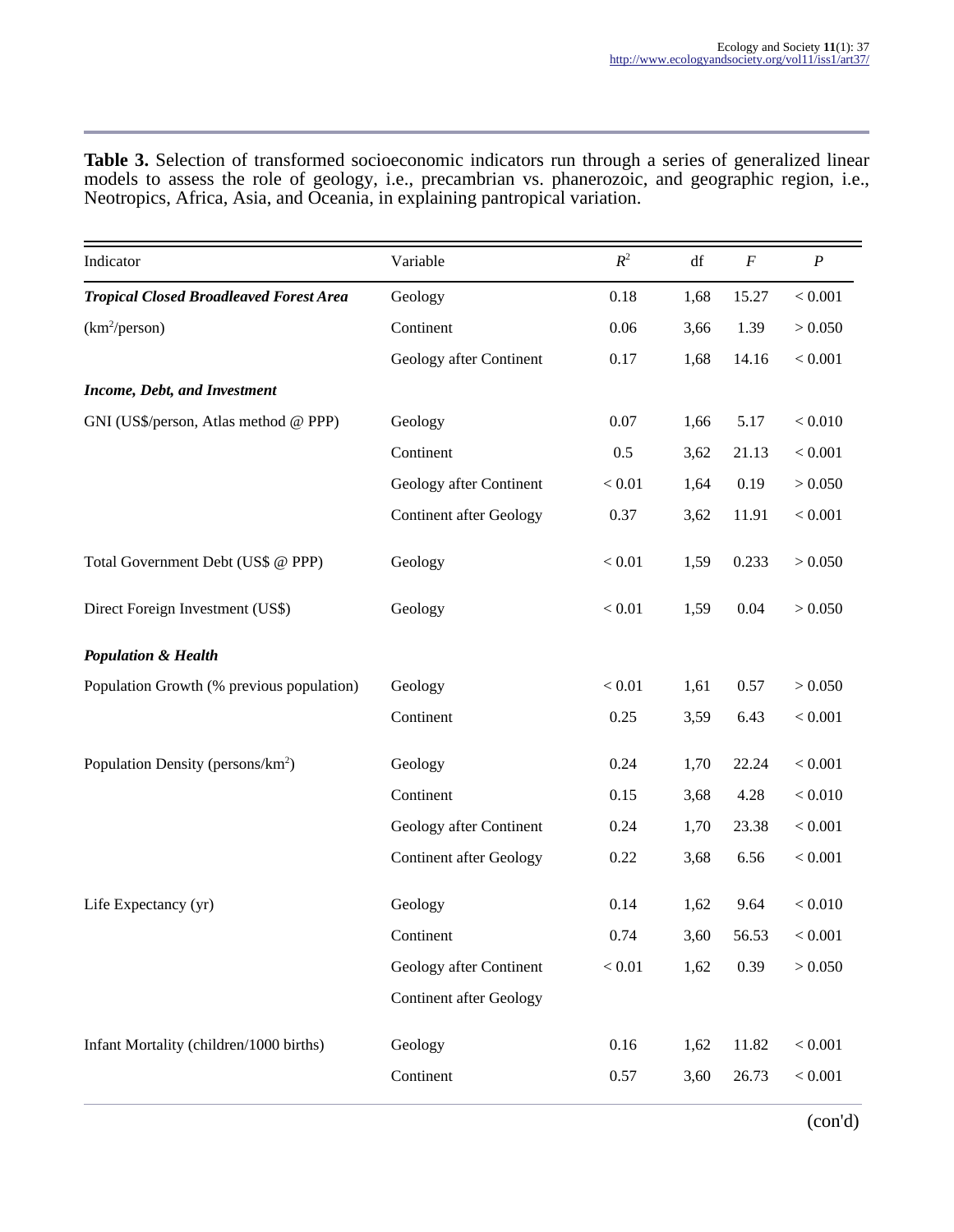**Table 3.** Selection of transformed socioeconomic indicators run through a series of generalized linear models to assess the role of geology, i.e., precambrian vs. phanerozoic, and geographic region, i.e., Neotropics, Africa, Asia, and Oceania, in explaining pantropical variation.

| Indicator | Variable | $R^2$ | df | $F$ | $P$ |
|---|---|---|---|---|---|
| ***Tropical Closed Broadleaved Forest Area*** | Geology | 0.18 | 1,68 | 15.27 | < 0.001 |
| ($km^2$/person) | Continent | 0.06 | 3,66 | 1.39 | > 0.050 |
| | Geology after Continent | 0.17 | 1,68 | 14.16 | < 0.001 |
| ***Income, Debt, and Investment*** | | | | | |
| GNI (US$/person, Atlas method @ PPP) | Geology | 0.07 | 1,66 | 5.17 | < 0.010 |
| | Continent | 0.5 | 3,62 | 21.13 | < 0.001 |
| | Geology after Continent | < 0.01 | 1,64 | 0.19 | > 0.050 |
| | Continent after Geology | 0.37 | 3,62 | 11.91 | < 0.001 |
| Total Government Debt (US$ @ PPP) | Geology | < 0.01 | 1,59 | 0.233 | > 0.050 |
| Direct Foreign Investment (US$) | Geology | < 0.01 | 1,59 | 0.04 | > 0.050 |
| ***Population & Health*** | | | | | |
| Population Growth (% previous population) | Geology | < 0.01 | 1,61 | 0.57 | > 0.050 |
| | Continent | 0.25 | 3,59 | 6.43 | < 0.001 |
| Population Density (persons/$km^2$) | Geology | 0.24 | 1,70 | 22.24 | < 0.001 |
| | Continent | 0.15 | 3,68 | 4.28 | < 0.010 |
| | Geology after Continent | 0.24 | 1,70 | 23.38 | < 0.001 |
| | Continent after Geology | 0.22 | 3,68 | 6.56 | < 0.001 |
| Life Expectancy (yr) | Geology | 0.14 | 1,62 | 9.64 | < 0.010 |
| | Continent | 0.74 | 3,60 | 56.53 | < 0.001 |
| | Geology after Continent | < 0.01 | 1,62 | 0.39 | > 0.050 |
| | Continent after Geology | | | | |
| Infant Mortality (children/1000 births) | Geology | 0.16 | 1,62 | 11.82 | < 0.001 |
| | Continent | 0.57 | 3,60 | 26.73 | < 0.001 |

(con'd)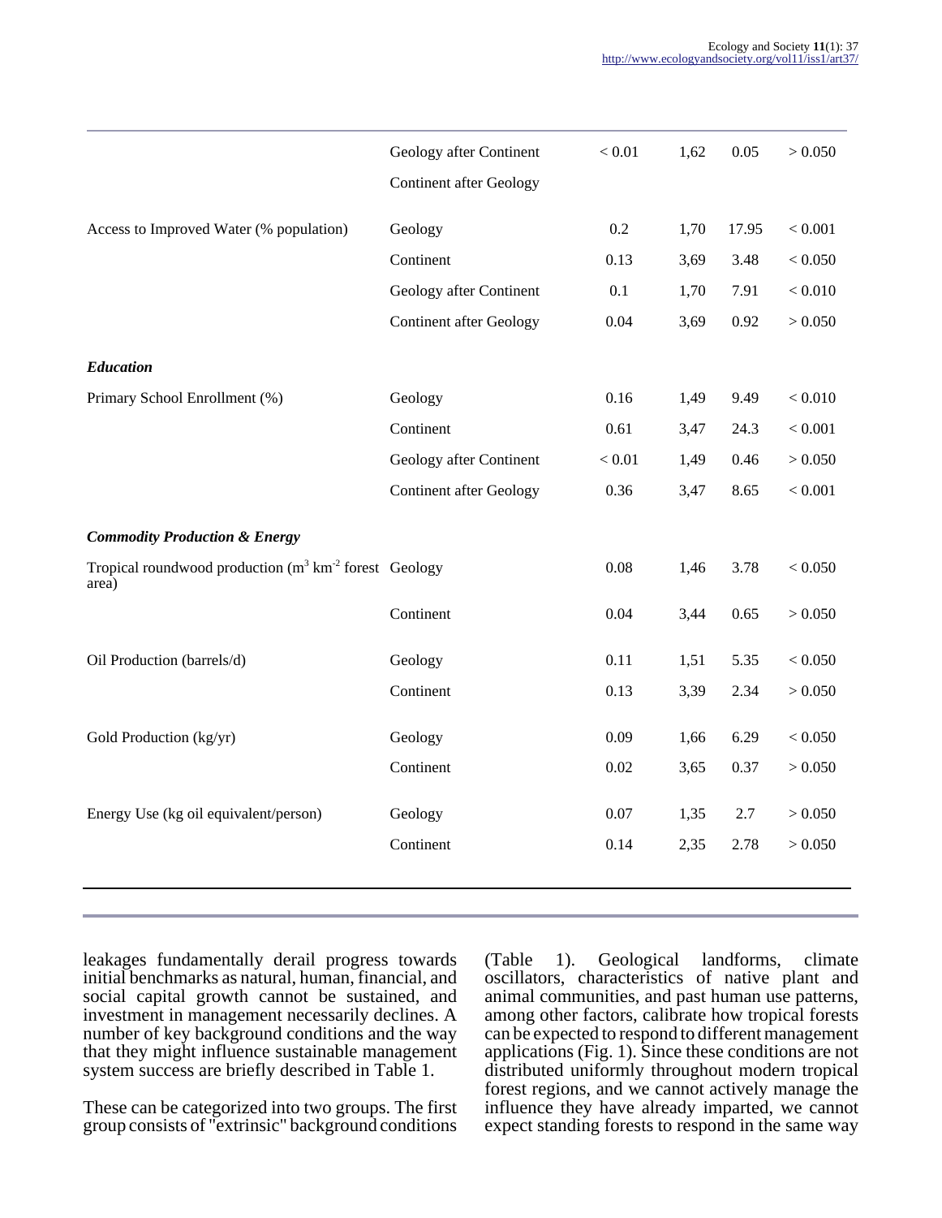| | | | | | |
|---|---|---|---|---|---|
| | Geology after Continent | < 0.01 | 1,62 | 0.05 | > 0.050 |
| | Continent after Geology | | | | |
| Access to Improved Water (% population) | Geology | 0.2 | 1,70 | 17.95 | < 0.001 |
| | Continent | 0.13 | 3,69 | 3.48 | < 0.050 |
| | Geology after Continent | 0.1 | 1,70 | 7.91 | < 0.010 |
| | Continent after Geology | 0.04 | 3,69 | 0.92 | > 0.050 |
| ***Education*** | | | | | |
| Primary School Enrollment (%) | Geology | 0.16 | 1,49 | 9.49 | < 0.010 |
| | Continent | 0.61 | 3,47 | 24.3 | < 0.001 |
| | Geology after Continent | < 0.01 | 1,49 | 0.46 | > 0.050 |
| | Continent after Geology | 0.36 | 3,47 | 8.65 | < 0.001 |
| ***Commodity Production & Energy*** | | | | | |
| Tropical roundwood production ($m^3$ $km^{-2}$ forest area) | Geology | 0.08 | 1,46 | 3.78 | < 0.050 |
| | Continent | 0.04 | 3,44 | 0.65 | > 0.050 |
| Oil Production (barrels/d) | Geology | 0.11 | 1,51 | 5.35 | < 0.050 |
| | Continent | 0.13 | 3,39 | 2.34 | > 0.050 |
| Gold Production (kg/yr) | Geology | 0.09 | 1,66 | 6.29 | < 0.050 |
| | Continent | 0.02 | 3,65 | 0.37 | > 0.050 |
| Energy Use (kg oil equivalent/person) | Geology | 0.07 | 1,35 | 2.7 | > 0.050 |
| | Continent | 0.14 | 2,35 | 2.78 | > 0.050 |

leakages fundamentally derail progress towards initial benchmarks as natural, human, financial, and social capital growth cannot be sustained, and investment in management necessarily declines. A number of key background conditions and the way that they might influence sustainable management system success are briefly described in Table 1.

These can be categorized into two groups. The first group consists of "extrinsic" background conditions (Table 1). Geological landforms, climate oscillators, characteristics of native plant and animal communities, and past human use patterns, among other factors, calibrate how tropical forests can be expected to respond to different management applications (Fig. 1). Since these conditions are not distributed uniformly throughout modern tropical forest regions, and we cannot actively manage the influence they have already imparted, we cannot expect standing forests to respond in the same way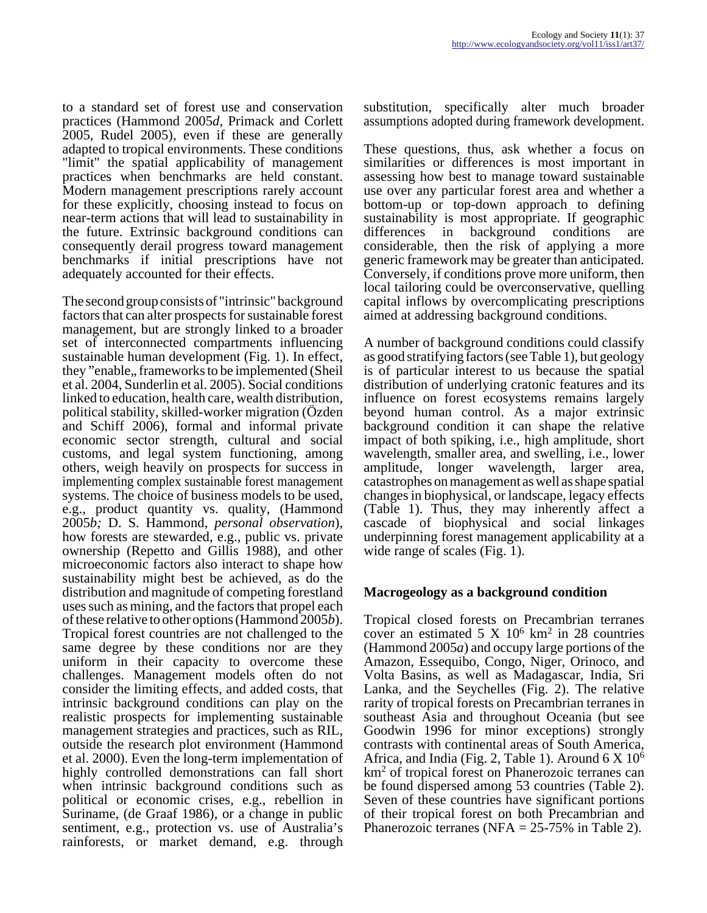to a standard set of forest use and conservation practices (Hammond 2005*d*, Primack and Corlett 2005, Rudel 2005), even if these are generally adapted to tropical environments. These conditions "limit" the spatial applicability of management practices when benchmarks are held constant. Modern management prescriptions rarely account for these explicitly, choosing instead to focus on near-term actions that will lead to sustainability in the future. Extrinsic background conditions can consequently derail progress toward management benchmarks if initial prescriptions have not adequately accounted for their effects.

The second group consists of "intrinsic" background factors that can alter prospects for sustainable forest management, but are strongly linked to a broader set of interconnected compartments influencing sustainable human development (Fig. 1). In effect, they "enable„ frameworks to be implemented (Sheil et al. 2004, Sunderlin et al. 2005). Social conditions linked to education, health care, wealth distribution, political stability, skilled-worker migration (Özden and Schiff 2006), formal and informal private economic sector strength, cultural and social customs, and legal system functioning, among others, weigh heavily on prospects for success in implementing complex sustainable forest management systems. The choice of business models to be used, e.g., product quantity vs. quality, (Hammond 2005*b;* D. S. Hammond, *personal observation*), how forests are stewarded, e.g., public vs. private ownership (Repetto and Gillis 1988), and other microeconomic factors also interact to shape how sustainability might best be achieved, as do the distribution and magnitude of competing forestland uses such as mining, and the factors that propel each of these relative to other options (Hammond 2005*b*). Tropical forest countries are not challenged to the same degree by these conditions nor are they uniform in their capacity to overcome these challenges. Management models often do not consider the limiting effects, and added costs, that intrinsic background conditions can play on the realistic prospects for implementing sustainable management strategies and practices, such as RIL, outside the research plot environment (Hammond et al. 2000). Even the long-term implementation of highly controlled demonstrations can fall short when intrinsic background conditions such as political or economic crises, e.g., rebellion in Suriname, (de Graaf 1986), or a change in public sentiment, e.g., protection vs. use of Australia's rainforests, or market demand, e.g. through substitution, specifically alter much broader assumptions adopted during framework development.

These questions, thus, ask whether a focus on similarities or differences is most important in assessing how best to manage toward sustainable use over any particular forest area and whether a bottom-up or top-down approach to defining sustainability is most appropriate. If geographic differences in background conditions are considerable, then the risk of applying a more generic framework may be greater than anticipated. Conversely, if conditions prove more uniform, then local tailoring could be overconservative, quelling capital inflows by overcomplicating prescriptions aimed at addressing background conditions.

A number of background conditions could classify as good stratifying factors (see Table 1), but geology is of particular interest to us because the spatial distribution of underlying cratonic features and its influence on forest ecosystems remains largely beyond human control. As a major extrinsic background condition it can shape the relative impact of both spiking, i.e., high amplitude, short wavelength, smaller area, and swelling, i.e., lower amplitude, longer wavelength, larger area, catastrophes on management as well as shape spatial changes in biophysical, or landscape, legacy effects (Table 1). Thus, they may inherently affect a cascade of biophysical and social linkages underpinning forest management applicability at a wide range of scales (Fig. 1).

## Macrogeology as a background condition

Tropical closed forests on Precambrian terranes cover an estimated 5 X $10^6$ km$^2$ in 28 countries (Hammond 2005*a*) and occupy large portions of the Amazon, Essequibo, Congo, Niger, Orinoco, and Volta Basins, as well as Madagascar, India, Sri Lanka, and the Seychelles (Fig. 2). The relative rarity of tropical forests on Precambrian terranes in southeast Asia and throughout Oceania (but see Goodwin 1996 for minor exceptions) strongly contrasts with continental areas of South America, Africa, and India (Fig. 2, Table 1). Around 6 X $10^6$ km$^2$ of tropical forest on Phanerozoic terranes can be found dispersed among 53 countries (Table 2). Seven of these countries have significant portions of their tropical forest on both Precambrian and Phanerozoic terranes (NFA = 25-75% in Table 2).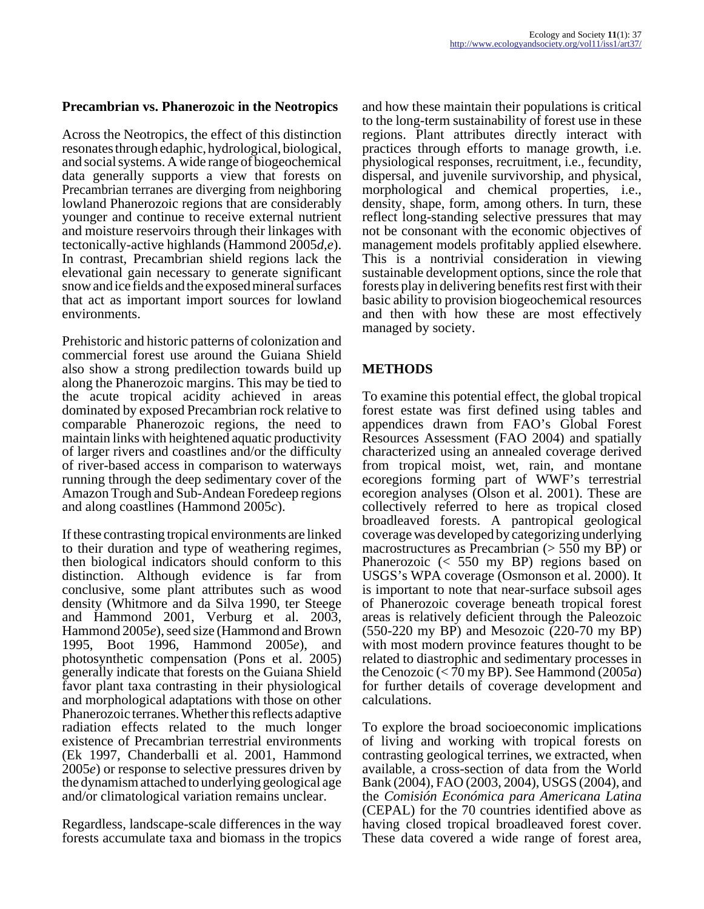### Precambrian vs. Phanerozoic in the Neotropics

Across the Neotropics, the effect of this distinction resonates through edaphic, hydrological, biological, and social systems. A wide range of biogeochemical data generally supports a view that forests on Precambrian terranes are diverging from neighboring lowland Phanerozoic regions that are considerably younger and continue to receive external nutrient and moisture reservoirs through their linkages with tectonically-active highlands (Hammond 2005*d,e*). In contrast, Precambrian shield regions lack the elevational gain necessary to generate significant snow and ice fields and the exposed mineral surfaces that act as important import sources for lowland environments.

Prehistoric and historic patterns of colonization and commercial forest use around the Guiana Shield also show a strong predilection towards build up along the Phanerozoic margins. This may be tied to the acute tropical acidity achieved in areas dominated by exposed Precambrian rock relative to comparable Phanerozoic regions, the need to maintain links with heightened aquatic productivity of larger rivers and coastlines and/or the difficulty of river-based access in comparison to waterways running through the deep sedimentary cover of the Amazon Trough and Sub-Andean Foredeep regions and along coastlines (Hammond 2005*c*).

If these contrasting tropical environments are linked to their duration and type of weathering regimes, then biological indicators should conform to this distinction. Although evidence is far from conclusive, some plant attributes such as wood density (Whitmore and da Silva 1990, ter Steege and Hammond 2001, Verburg et al. 2003, Hammond 2005*e*), seed size (Hammond and Brown 1995, Boot 1996, Hammond 2005*e*), and photosynthetic compensation (Pons et al. 2005) generally indicate that forests on the Guiana Shield favor plant taxa contrasting in their physiological and morphological adaptations with those on other Phanerozoic terranes. Whether this reflects adaptive radiation effects related to the much longer existence of Precambrian terrestrial environments (Ek 1997, Chanderballi et al. 2001, Hammond 2005*e*) or response to selective pressures driven by the dynamism attached to underlying geological age and/or climatological variation remains unclear.

Regardless, landscape-scale differences in the way forests accumulate taxa and biomass in the tropics and how these maintain their populations is critical to the long-term sustainability of forest use in these regions. Plant attributes directly interact with practices through efforts to manage growth, i.e. physiological responses, recruitment, i.e., fecundity, dispersal, and juvenile survivorship, and physical, morphological and chemical properties, i.e., density, shape, form, among others. In turn, these reflect long-standing selective pressures that may not be consonant with the economic objectives of management models profitably applied elsewhere. This is a nontrivial consideration in viewing sustainable development options, since the role that forests play in delivering benefits rest first with their basic ability to provision biogeochemical resources and then with how these are most effectively managed by society.

## METHODS

To examine this potential effect, the global tropical forest estate was first defined using tables and appendices drawn from FAO's Global Forest Resources Assessment (FAO 2004) and spatially characterized using an annealed coverage derived from tropical moist, wet, rain, and montane ecoregions forming part of WWF's terrestrial ecoregion analyses (Olson et al. 2001). These are collectively referred to here as tropical closed broadleaved forests. A pantropical geological coverage was developed by categorizing underlying macrostructures as Precambrian (> 550 my BP) or Phanerozoic (< 550 my BP) regions based on USGS's WPA coverage (Osmonson et al. 2000). It is important to note that near-surface subsoil ages of Phanerozoic coverage beneath tropical forest areas is relatively deficient through the Paleozoic (550-220 my BP) and Mesozoic (220-70 my BP) with most modern province features thought to be related to diastrophic and sedimentary processes in the Cenozoic (< 70 my BP). See Hammond (2005*a*) for further details of coverage development and calculations.

To explore the broad socioeconomic implications of living and working with tropical forests on contrasting geological terrines, we extracted, when available, a cross-section of data from the World Bank (2004), FAO (2003, 2004), USGS (2004), and the *Comisión Económica para Americana Latina* (CEPAL) for the 70 countries identified above as having closed tropical broadleaved forest cover. These data covered a wide range of forest area,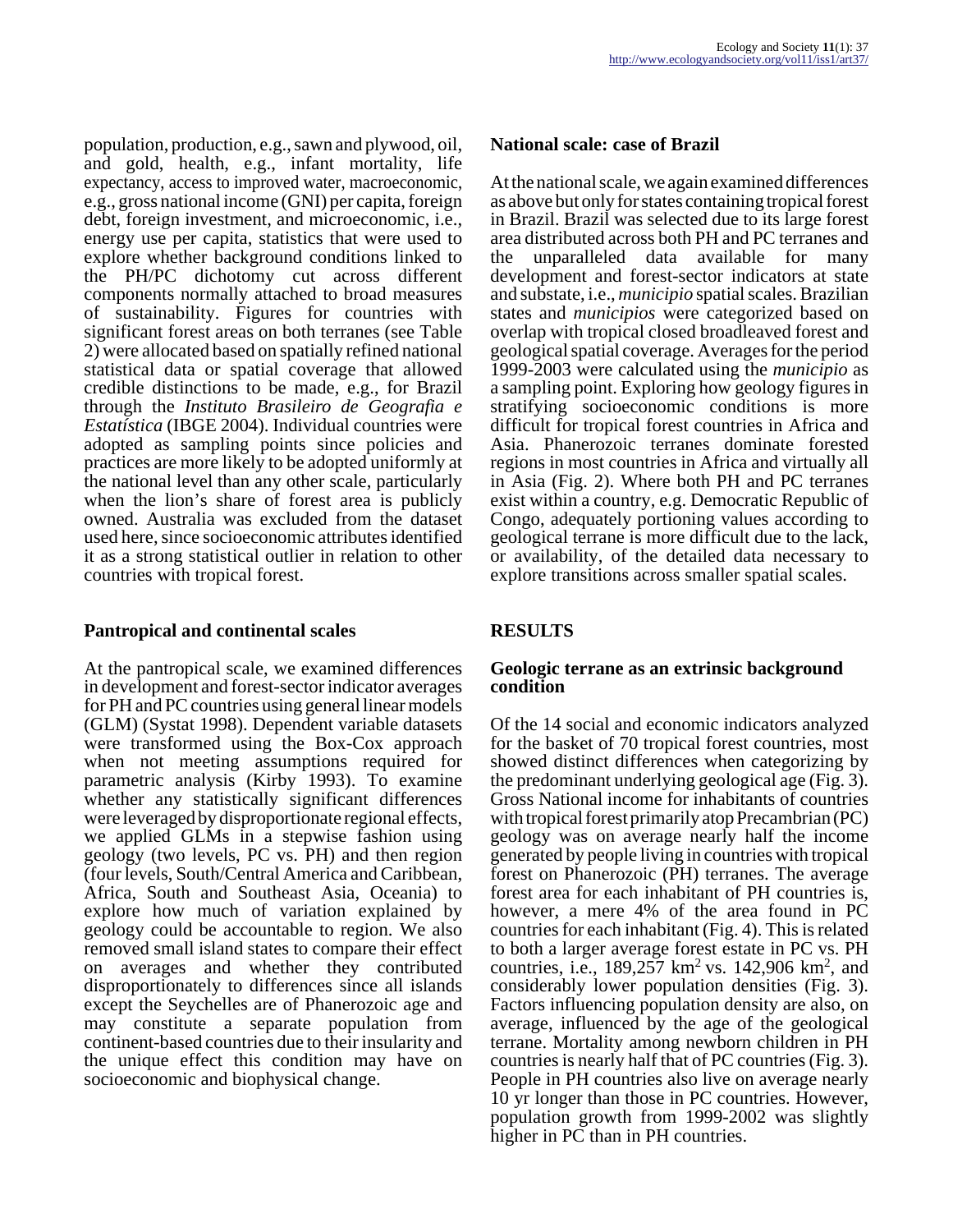population, production, e.g., sawn and plywood, oil, and gold, health, e.g., infant mortality, life expectancy, access to improved water, macroeconomic, e.g., gross national income (GNI) per capita, foreign debt, foreign investment, and microeconomic, i.e., energy use per capita, statistics that were used to explore whether background conditions linked to the PH/PC dichotomy cut across different components normally attached to broad measures of sustainability. Figures for countries with significant forest areas on both terranes (see Table 2) were allocated based on spatially refined national statistical data or spatial coverage that allowed credible distinctions to be made, e.g., for Brazil through the *Instituto Brasileiro de Geografia e Estatística* (IBGE 2004). Individual countries were adopted as sampling points since policies and practices are more likely to be adopted uniformly at the national level than any other scale, particularly when the lion's share of forest area is publicly owned. Australia was excluded from the dataset used here, since socioeconomic attributes identified it as a strong statistical outlier in relation to other countries with tropical forest.

## Pantropical and continental scales

At the pantropical scale, we examined differences in development and forest-sector indicator averages for PH and PC countries using general linear models (GLM) (Systat 1998). Dependent variable datasets were transformed using the Box-Cox approach when not meeting assumptions required for parametric analysis (Kirby 1993). To examine whether any statistically significant differences were leveraged by disproportionate regional effects, we applied GLMs in a stepwise fashion using geology (two levels, PC vs. PH) and then region (four levels, South/Central America and Caribbean, Africa, South and Southeast Asia, Oceania) to explore how much of variation explained by geology could be accountable to region. We also removed small island states to compare their effect on averages and whether they contributed disproportionately to differences since all islands except the Seychelles are of Phanerozoic age and may constitute a separate population from continent-based countries due to their insularity and the unique effect this condition may have on socioeconomic and biophysical change.

## National scale: case of Brazil

At the national scale, we again examined differences as above but only for states containing tropical forest in Brazil. Brazil was selected due to its large forest area distributed across both PH and PC terranes and the unparalleled data available for many development and forest-sector indicators at state and substate, i.e., *municipio* spatial scales. Brazilian states and *municipios* were categorized based on overlap with tropical closed broadleaved forest and geological spatial coverage. Averages for the period 1999-2003 were calculated using the *municipio* as a sampling point. Exploring how geology figures in stratifying socioeconomic conditions is more difficult for tropical forest countries in Africa and Asia. Phanerozoic terranes dominate forested regions in most countries in Africa and virtually all in Asia (Fig. 2). Where both PH and PC terranes exist within a country, e.g. Democratic Republic of Congo, adequately portioning values according to geological terrane is more difficult due to the lack, or availability, of the detailed data necessary to explore transitions across smaller spatial scales.

# RESULTS

## Geologic terrane as an extrinsic background condition

Of the 14 social and economic indicators analyzed for the basket of 70 tropical forest countries, most showed distinct differences when categorizing by the predominant underlying geological age (Fig. 3). Gross National income for inhabitants of countries with tropical forest primarily atop Precambrian (PC) geology was on average nearly half the income generated by people living in countries with tropical forest on Phanerozoic (PH) terranes. The average forest area for each inhabitant of PH countries is, however, a mere 4% of the area found in PC countries for each inhabitant (Fig. 4). This is related to both a larger average forest estate in PC vs. PH countries, i.e., 189,257 km$^2$ vs. 142,906 km$^2$, and considerably lower population densities (Fig. 3). Factors influencing population density are also, on average, influenced by the age of the geological terrane. Mortality among newborn children in PH countries is nearly half that of PC countries (Fig. 3). People in PH countries also live on average nearly 10 yr longer than those in PC countries. However, population growth from 1999-2002 was slightly higher in PC than in PH countries.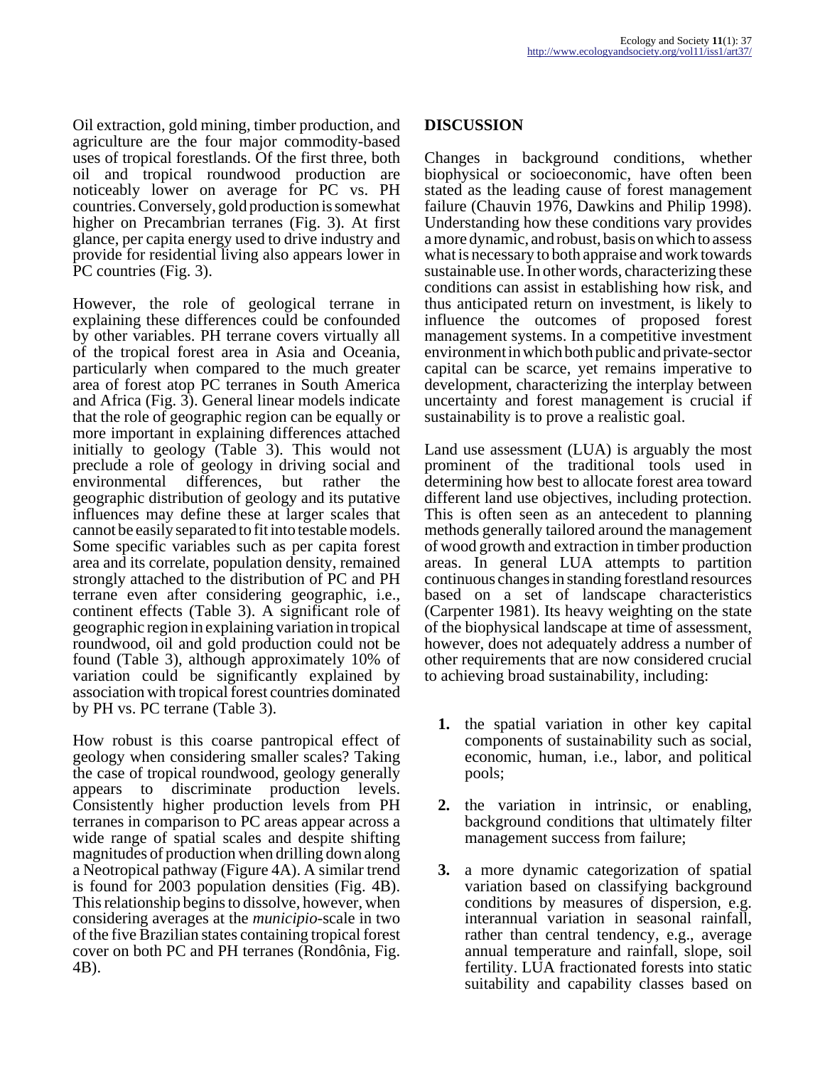Oil extraction, gold mining, timber production, and agriculture are the four major commodity-based uses of tropical forestlands. Of the first three, both oil and tropical roundwood production are noticeably lower on average for PC vs. PH countries. Conversely, gold production is somewhat higher on Precambrian terranes (Fig. 3). At first glance, per capita energy used to drive industry and provide for residential living also appears lower in PC countries (Fig. 3).

However, the role of geological terrane in explaining these differences could be confounded by other variables. PH terrane covers virtually all of the tropical forest area in Asia and Oceania, particularly when compared to the much greater area of forest atop PC terranes in South America and Africa (Fig. 3). General linear models indicate that the role of geographic region can be equally or more important in explaining differences attached initially to geology (Table 3). This would not preclude a role of geology in driving social and environmental differences, but rather the geographic distribution of geology and its putative influences may define these at larger scales that cannot be easily separated to fit into testable models. Some specific variables such as per capita forest area and its correlate, population density, remained strongly attached to the distribution of PC and PH terrane even after considering geographic, i.e., continent effects (Table 3). A significant role of geographic region in explaining variation in tropical roundwood, oil and gold production could not be found (Table 3), although approximately 10% of variation could be significantly explained by association with tropical forest countries dominated by PH vs. PC terrane (Table 3).

How robust is this coarse pantropical effect of geology when considering smaller scales? Taking the case of tropical roundwood, geology generally appears to discriminate production levels. Consistently higher production levels from PH terranes in comparison to PC areas appear across a wide range of spatial scales and despite shifting magnitudes of production when drilling down along a Neotropical pathway (Figure 4A). A similar trend is found for 2003 population densities (Fig. 4B). This relationship begins to dissolve, however, when considering averages at the *municipio*-scale in two of the five Brazilian states containing tropical forest cover on both PC and PH terranes (Rondônia, Fig. 4B).

## DISCUSSION

Changes in background conditions, whether biophysical or socioeconomic, have often been stated as the leading cause of forest management failure (Chauvin 1976, Dawkins and Philip 1998). Understanding how these conditions vary provides a more dynamic, and robust, basis on which to assess what is necessary to both appraise and work towards sustainable use. In other words, characterizing these conditions can assist in establishing how risk, and thus anticipated return on investment, is likely to influence the outcomes of proposed forest management systems. In a competitive investment environment in which both public and private-sector capital can be scarce, yet remains imperative to development, characterizing the interplay between uncertainty and forest management is crucial if sustainability is to prove a realistic goal.

Land use assessment (LUA) is arguably the most prominent of the traditional tools used in determining how best to allocate forest area toward different land use objectives, including protection. This is often seen as an antecedent to planning methods generally tailored around the management of wood growth and extraction in timber production areas. In general LUA attempts to partition continuous changes in standing forestland resources based on a set of landscape characteristics (Carpenter 1981). Its heavy weighting on the state of the biophysical landscape at time of assessment, however, does not adequately address a number of other requirements that are now considered crucial to achieving broad sustainability, including:

1. the spatial variation in other key capital components of sustainability such as social, economic, human, i.e., labor, and political pools;
2. the variation in intrinsic, or enabling, background conditions that ultimately filter management success from failure;
3. a more dynamic categorization of spatial variation based on classifying background conditions by measures of dispersion, e.g. interannual variation in seasonal rainfall, rather than central tendency, e.g., average annual temperature and rainfall, slope, soil fertility. LUA fractionated forests into static suitability and capability classes based on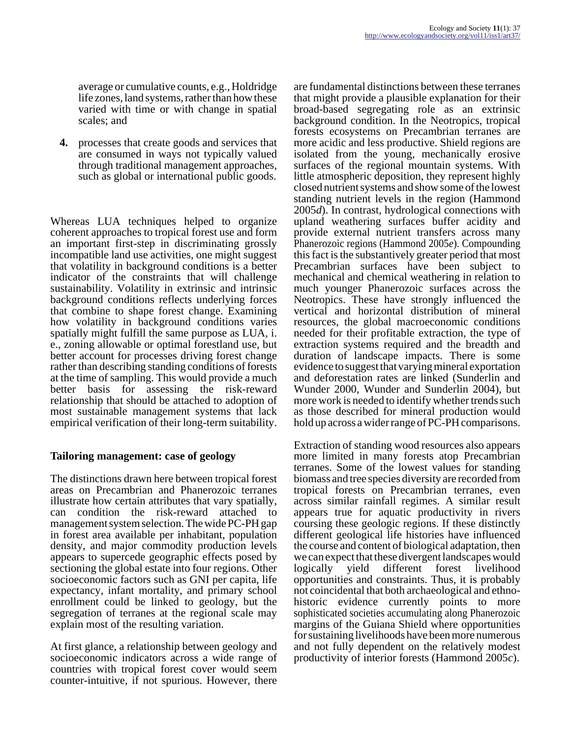average or cumulative counts, e.g., Holdridge life zones, land systems, rather than how these varied with time or with change in spatial scales; and

4. processes that create goods and services that are consumed in ways not typically valued through traditional management approaches, such as global or international public goods.

Whereas LUA techniques helped to organize coherent approaches to tropical forest use and form an important first-step in discriminating grossly incompatible land use activities, one might suggest that volatility in background conditions is a better indicator of the constraints that will challenge sustainability. Volatility in extrinsic and intrinsic background conditions reflects underlying forces that combine to shape forest change. Examining how volatility in background conditions varies spatially might fulfill the same purpose as LUA, i. e., zoning allowable or optimal forestland use, but better account for processes driving forest change rather than describing standing conditions of forests at the time of sampling. This would provide a much better basis for assessing the risk-reward relationship that should be attached to adoption of most sustainable management systems that lack empirical verification of their long-term suitability.

### Tailoring management: case of geology

The distinctions drawn here between tropical forest areas on Precambrian and Phanerozoic terranes illustrate how certain attributes that vary spatially, can condition the risk-reward attached to management system selection. The wide PC-PH gap in forest area available per inhabitant, population density, and major commodity production levels appears to supercede geographic effects posed by sectioning the global estate into four regions. Other socioeconomic factors such as GNI per capita, life expectancy, infant mortality, and primary school enrollment could be linked to geology, but the segregation of terranes at the regional scale may explain most of the resulting variation.

At first glance, a relationship between geology and socioeconomic indicators across a wide range of countries with tropical forest cover would seem counter-intuitive, if not spurious. However, there are fundamental distinctions between these terranes that might provide a plausible explanation for their broad-based segregating role as an extrinsic background condition. In the Neotropics, tropical forests ecosystems on Precambrian terranes are more acidic and less productive. Shield regions are isolated from the young, mechanically erosive surfaces of the regional mountain systems. With little atmospheric deposition, they represent highly closed nutrient systems and show some of the lowest standing nutrient levels in the region (Hammond 2005*d*). In contrast, hydrological connections with upland weathering surfaces buffer acidity and provide external nutrient transfers across many Phanerozoic regions (Hammond 2005*e*). Compounding this fact is the substantively greater period that most Precambrian surfaces have been subject to mechanical and chemical weathering in relation to much younger Phanerozoic surfaces across the Neotropics. These have strongly influenced the vertical and horizontal distribution of mineral resources, the global macroeconomic conditions needed for their profitable extraction, the type of extraction systems required and the breadth and duration of landscape impacts. There is some evidence to suggest that varying mineral exportation and deforestation rates are linked (Sunderlin and Wunder 2000, Wunder and Sunderlin 2004), but more work is needed to identify whether trends such as those described for mineral production would hold up across a wider range of PC-PH comparisons.

Extraction of standing wood resources also appears more limited in many forests atop Precambrian terranes. Some of the lowest values for standing biomass and tree species diversity are recorded from tropical forests on Precambrian terranes, even across similar rainfall regimes. A similar result appears true for aquatic productivity in rivers coursing these geologic regions. If these distinctly different geological life histories have influenced the course and content of biological adaptation, then we can expect that these divergent landscapes would logically yield different forest livelihood opportunities and constraints. Thus, it is probably not coincidental that both archaeological and ethno-historic evidence currently points to more sophisticated societies accumulating along Phanerozoic margins of the Guiana Shield where opportunities for sustaining livelihoods have been more numerous and not fully dependent on the relatively modest productivity of interior forests (Hammond 2005*c*).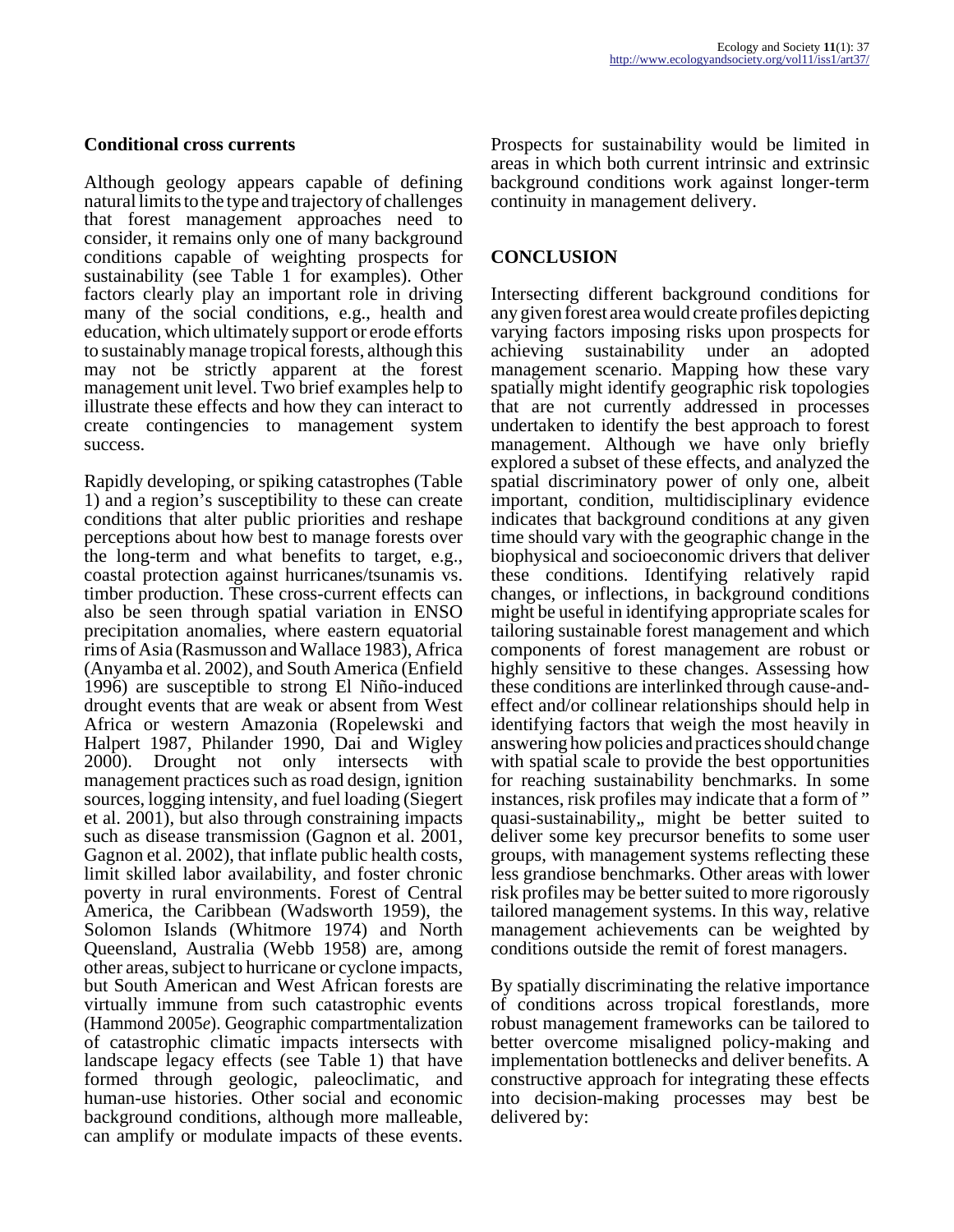### Conditional cross currents

Although geology appears capable of defining natural limits to the type and trajectory of challenges that forest management approaches need to consider, it remains only one of many background conditions capable of weighting prospects for sustainability (see Table 1 for examples). Other factors clearly play an important role in driving many of the social conditions, e.g., health and education, which ultimately support or erode efforts to sustainably manage tropical forests, although this may not be strictly apparent at the forest management unit level. Two brief examples help to illustrate these effects and how they can interact to create contingencies to management system success.

Rapidly developing, or spiking catastrophes (Table 1) and a region's susceptibility to these can create conditions that alter public priorities and reshape perceptions about how best to manage forests over the long-term and what benefits to target, e.g., coastal protection against hurricanes/tsunamis vs. timber production. These cross-current effects can also be seen through spatial variation in ENSO precipitation anomalies, where eastern equatorial rims of Asia (Rasmusson and Wallace 1983), Africa (Anyamba et al. 2002), and South America (Enfield 1996) are susceptible to strong El Niño-induced drought events that are weak or absent from West Africa or western Amazonia (Ropelewski and Halpert 1987, Philander 1990, Dai and Wigley 2000). Drought not only intersects with management practices such as road design, ignition sources, logging intensity, and fuel loading (Siegert et al. 2001), but also through constraining impacts such as disease transmission (Gagnon et al. 2001, Gagnon et al. 2002), that inflate public health costs, limit skilled labor availability, and foster chronic poverty in rural environments. Forest of Central America, the Caribbean (Wadsworth 1959), the Solomon Islands (Whitmore 1974) and North Queensland, Australia (Webb 1958) are, among other areas, subject to hurricane or cyclone impacts, but South American and West African forests are virtually immune from such catastrophic events (Hammond 2005*e*). Geographic compartmentalization of catastrophic climatic impacts intersects with landscape legacy effects (see Table 1) that have formed through geologic, paleoclimatic, and human-use histories. Other social and economic background conditions, although more malleable, can amplify or modulate impacts of these events. Prospects for sustainability would be limited in areas in which both current intrinsic and extrinsic background conditions work against longer-term continuity in management delivery.

## CONCLUSION

Intersecting different background conditions for any given forest area would create profiles depicting varying factors imposing risks upon prospects for achieving sustainability under an adopted management scenario. Mapping how these vary spatially might identify geographic risk topologies that are not currently addressed in processes undertaken to identify the best approach to forest management. Although we have only briefly explored a subset of these effects, and analyzed the spatial discriminatory power of only one, albeit important, condition, multidisciplinary evidence indicates that background conditions at any given time should vary with the geographic change in the biophysical and socioeconomic drivers that deliver these conditions. Identifying relatively rapid changes, or inflections, in background conditions might be useful in identifying appropriate scales for tailoring sustainable forest management and which components of forest management are robust or highly sensitive to these changes. Assessing how these conditions are interlinked through cause-and-effect and/or collinear relationships should help in identifying factors that weigh the most heavily in answering how policies and practices should change with spatial scale to provide the best opportunities for reaching sustainability benchmarks. In some instances, risk profiles may indicate that a form of " quasi-sustainability„ might be better suited to deliver some key precursor benefits to some user groups, with management systems reflecting these less grandiose benchmarks. Other areas with lower risk profiles may be better suited to more rigorously tailored management systems. In this way, relative management achievements can be weighted by conditions outside the remit of forest managers.

By spatially discriminating the relative importance of conditions across tropical forestlands, more robust management frameworks can be tailored to better overcome misaligned policy-making and implementation bottlenecks and deliver benefits. A constructive approach for integrating these effects into decision-making processes may best be delivered by: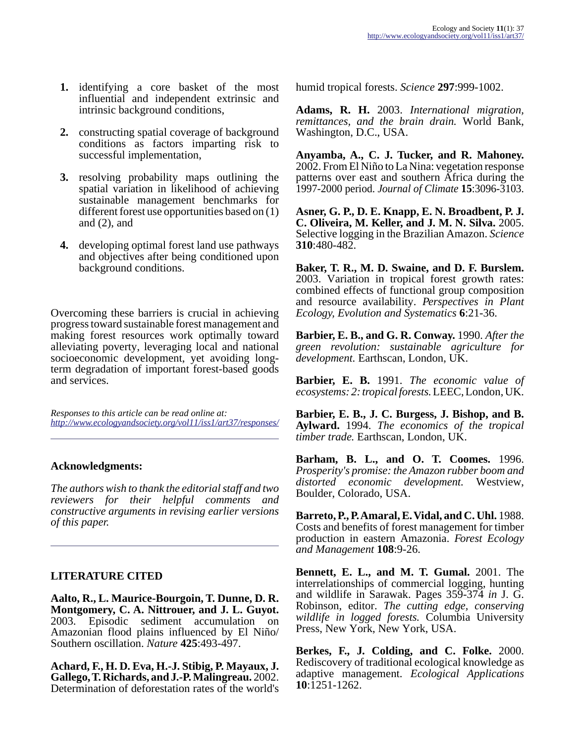1. identifying a core basket of the most influential and independent extrinsic and intrinsic background conditions,
2. constructing spatial coverage of background conditions as factors imparting risk to successful implementation,
3. resolving probability maps outlining the spatial variation in likelihood of achieving sustainable management benchmarks for different forest use opportunities based on (1) and (2), and
4. developing optimal forest land use pathways and objectives after being conditioned upon background conditions.

Overcoming these barriers is crucial in achieving progress toward sustainable forest management and making forest resources work optimally toward alleviating poverty, leveraging local and national socioeconomic development, yet avoiding long-term degradation of important forest-based goods and services.

*Responses to this article can be read online at:*
*http://www.ecologyandsociety.org/vol11/iss1/art37/responses/*

## Acknowledgments:

*The authors wish to thank the editorial staff and two reviewers for their helpful comments and constructive arguments in revising earlier versions of this paper.*

## LITERATURE CITED

**Aalto, R., L. Maurice-Bourgoin, T. Dunne, D. R. Montgomery, C. A. Nittrouer, and J. L. Guyot.** 2003. Episodic sediment accumulation on Amazonian flood plains influenced by El Niño/ Southern oscillation. *Nature* **425**:493-497.

**Achard, F., H. D. Eva, H.-J. Stibig, P. Mayaux, J. Gallego, T. Richards, and J.-P. Malingreau.** 2002. Determination of deforestation rates of the world's humid tropical forests. *Science* **297**:999-1002.

**Adams, R. H.** 2003. *International migration, remittances, and the brain drain.* World Bank, Washington, D.C., USA.

**Anyamba, A., C. J. Tucker, and R. Mahoney.** 2002. From El Niño to La Nina: vegetation response patterns over east and southern Africa during the 1997-2000 period. *Journal of Climate* **15**:3096-3103.

**Asner, G. P., D. E. Knapp, E. N. Broadbent, P. J. C. Oliveira, M. Keller, and J. M. N. Silva.** 2005. Selective logging in the Brazilian Amazon. *Science* **310**:480-482.

**Baker, T. R., M. D. Swaine, and D. F. Burslem.** 2003. Variation in tropical forest growth rates: combined effects of functional group composition and resource availability. *Perspectives in Plant Ecology, Evolution and Systematics* **6**:21-36.

**Barbier, E. B., and G. R. Conway.** 1990. *After the green revolution: sustainable agriculture for development.* Earthscan, London, UK.

**Barbier, E. B.** 1991. *The economic value of ecosystems: 2: tropical forests.* LEEC, London, UK.

**Barbier, E. B., J. C. Burgess, J. Bishop, and B. Aylward.** 1994. *The economics of the tropical timber trade.* Earthscan, London, UK.

**Barham, B. L., and O. T. Coomes.** 1996. *Prosperity's promise: the Amazon rubber boom and distorted economic development.* Westview, Boulder, Colorado, USA.

**Barreto, P., P. Amaral, E. Vidal, and C. Uhl.** 1988. Costs and benefits of forest management for timber production in eastern Amazonia. *Forest Ecology and Management* **108**:9-26.

**Bennett, E. L., and M. T. Gumal.** 2001. The interrelationships of commercial logging, hunting and wildlife in Sarawak. Pages 359-374 *in* J. G. Robinson, editor. *The cutting edge, conserving wildlife in logged forests.* Columbia University Press, New York, New York, USA.

**Berkes, F., J. Colding, and C. Folke.** 2000. Rediscovery of traditional ecological knowledge as adaptive management. *Ecological Applications* **10**:1251-1262.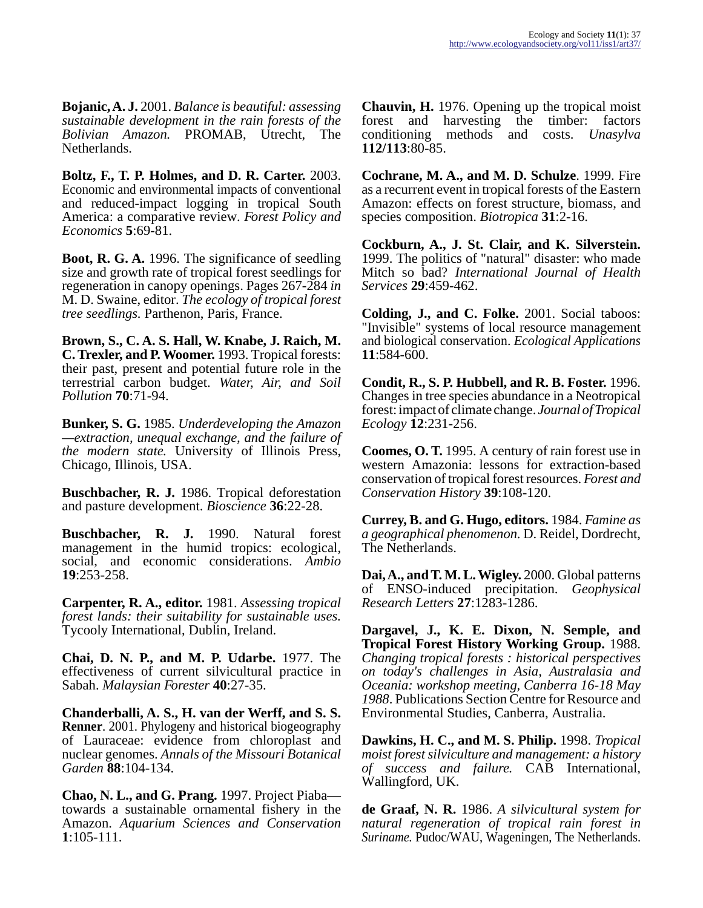**Bojanic, A. J.** 2001. *Balance is beautiful: assessing sustainable development in the rain forests of the Bolivian Amazon.* PROMAB, Utrecht, The Netherlands.

**Boltz, F., T. P. Holmes, and D. R. Carter.** 2003. Economic and environmental impacts of conventional and reduced-impact logging in tropical South America: a comparative review. *Forest Policy and Economics* **5**:69-81.

**Boot, R. G. A.** 1996. The significance of seedling size and growth rate of tropical forest seedlings for regeneration in canopy openings. Pages 267-284 *in* M. D. Swaine, editor. *The ecology of tropical forest tree seedlings.* Parthenon, Paris, France.

**Brown, S., C. A. S. Hall, W. Knabe, J. Raich, M. C. Trexler, and P. Woomer.** 1993. Tropical forests: their past, present and potential future role in the terrestrial carbon budget. *Water, Air, and Soil Pollution* **70**:71-94.

**Bunker, S. G.** 1985. *Underdeveloping the Amazon —extraction, unequal exchange, and the failure of the modern state.* University of Illinois Press, Chicago, Illinois, USA.

**Buschbacher, R. J.** 1986. Tropical deforestation and pasture development. *Bioscience* **36**:22-28.

**Buschbacher, R. J.** 1990. Natural forest management in the humid tropics: ecological, social, and economic considerations. *Ambio* **19**:253-258.

**Carpenter, R. A., editor.** 1981. *Assessing tropical forest lands: their suitability for sustainable uses.* Tycooly International, Dublin, Ireland.

**Chai, D. N. P., and M. P. Udarbe.** 1977. The effectiveness of current silvicultural practice in Sabah. *Malaysian Forester* **40**:27-35.

**Chanderballi, A. S., H. van der Werff, and S. S. Renner**. 2001. Phylogeny and historical biogeography of Lauraceae: evidence from chloroplast and nuclear genomes. *Annals of the Missouri Botanical Garden* **88**:104-134.

**Chao, N. L., and G. Prang.** 1997. Project Piaba—towards a sustainable ornamental fishery in the Amazon. *Aquarium Sciences and Conservation* **1**:105-111.

**Chauvin, H.** 1976. Opening up the tropical moist forest and harvesting the timber: factors conditioning methods and costs. *Unasylva* **112/113**:80-85.

**Cochrane, M. A., and M. D. Schulze**. 1999. Fire as a recurrent event in tropical forests of the Eastern Amazon: effects on forest structure, biomass, and species composition. *Biotropica* **31**:2-16.

**Cockburn, A., J. St. Clair, and K. Silverstein.** 1999. The politics of "natural" disaster: who made Mitch so bad? *International Journal of Health Services* **29**:459-462.

**Colding, J., and C. Folke.** 2001. Social taboos: "Invisible" systems of local resource management and biological conservation. *Ecological Applications* **11**:584-600.

**Condit, R., S. P. Hubbell, and R. B. Foster.** 1996. Changes in tree species abundance in a Neotropical forest: impact of climate change. *Journal of Tropical Ecology* **12**:231-256.

**Coomes, O. T.** 1995. A century of rain forest use in western Amazonia: lessons for extraction-based conservation of tropical forest resources. *Forest and Conservation History* **39**:108-120.

**Currey, B. and G. Hugo, editors.** 1984. *Famine as a geographical phenomenon.* D. Reidel, Dordrecht, The Netherlands.

**Dai, A., and T. M. L. Wigley.** 2000. Global patterns of ENSO-induced precipitation. *Geophysical Research Letters* **27**:1283-1286.

**Dargavel, J., K. E. Dixon, N. Semple, and Tropical Forest History Working Group.** 1988. *Changing tropical forests : historical perspectives on today's challenges in Asia, Australasia and Oceania: workshop meeting, Canberra 16-18 May 1988*. Publications Section Centre for Resource and Environmental Studies, Canberra, Australia.

**Dawkins, H. C., and M. S. Philip.** 1998. *Tropical moist forest silviculture and management: a history of success and failure.* CAB International, Wallingford, UK.

**de Graaf, N. R.** 1986. *A silvicultural system for natural regeneration of tropical rain forest in Suriname.* Pudoc/WAU, Wageningen, The Netherlands.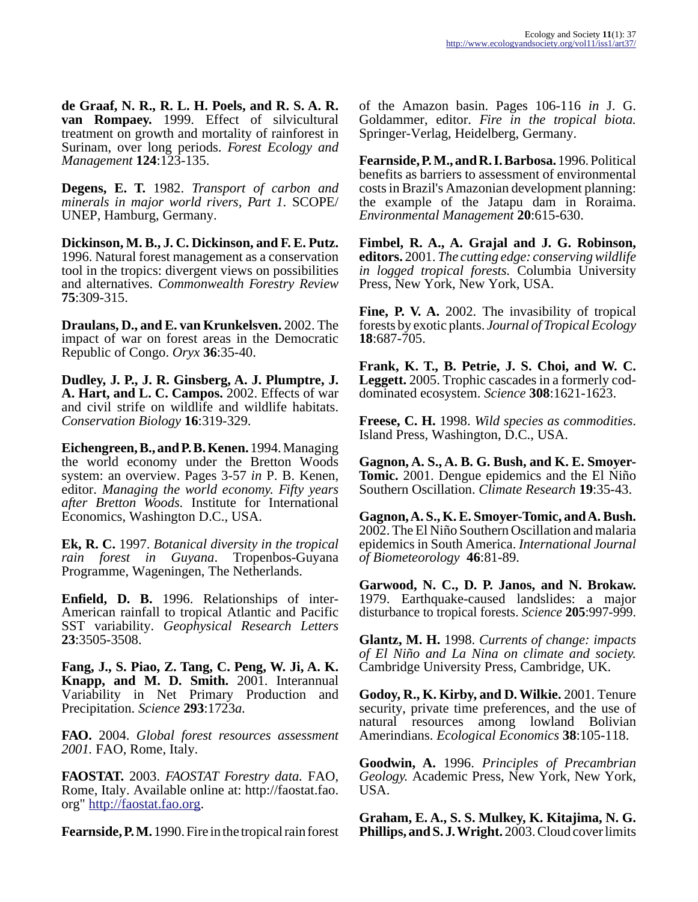**de Graaf, N. R., R. L. H. Poels, and R. S. A. R. van Rompaey.** 1999. Effect of silvicultural treatment on growth and mortality of rainforest in Surinam, over long periods. *Forest Ecology and Management* **124**:123-135.

**Degens, E. T.** 1982. *Transport of carbon and minerals in major world rivers, Part 1.* SCOPE/UNEP, Hamburg, Germany.

**Dickinson, M. B., J. C. Dickinson, and F. E. Putz.** 1996. Natural forest management as a conservation tool in the tropics: divergent views on possibilities and alternatives. *Commonwealth Forestry Review* **75**:309-315.

**Draulans, D., and E. van Krunkelsven.** 2002. The impact of war on forest areas in the Democratic Republic of Congo. *Oryx* **36**:35-40.

**Dudley, J. P., J. R. Ginsberg, A. J. Plumptre, J. A. Hart, and L. C. Campos.** 2002. Effects of war and civil strife on wildlife and wildlife habitats. *Conservation Biology* **16**:319-329.

**Eichengreen, B., and P. B. Kenen.** 1994. Managing the world economy under the Bretton Woods system: an overview. Pages 3-57 *in* P. B. Kenen, editor. *Managing the world economy. Fifty years after Bretton Woods.* Institute for International Economics, Washington D.C., USA.

**Ek, R. C.** 1997. *Botanical diversity in the tropical rain forest in Guyana*. Tropenbos-Guyana Programme, Wageningen, The Netherlands.

**Enfield, D. B.** 1996. Relationships of inter-American rainfall to tropical Atlantic and Pacific SST variability. *Geophysical Research Letters* **23**:3505-3508.

**Fang, J., S. Piao, Z. Tang, C. Peng, W. Ji, A. K. Knapp, and M. D. Smith.** 2001. Interannual Variability in Net Primary Production and Precipitation. *Science* **293**:1723*a.*

**FAO.** 2004. *Global forest resources assessment 2001.* FAO, Rome, Italy.

**FAOSTAT.** 2003. *FAOSTAT Forestry data.* FAO, Rome, Italy. Available online at: http://faostat.fao.org" http://faostat.fao.org.

**Fearnside, P. M.** 1990. Fire in the tropical rain forest of the Amazon basin. Pages 106-116 *in* J. G. Goldammer, editor. *Fire in the tropical biota.* Springer-Verlag, Heidelberg, Germany.

**Fearnside, P. M., and R. I. Barbosa.** 1996. Political benefits as barriers to assessment of environmental costs in Brazil's Amazonian development planning: the example of the Jatapu dam in Roraima. *Environmental Management* **20**:615-630.

**Fimbel, R. A., A. Grajal and J. G. Robinson, editors.** 2001. *The cutting edge: conserving wildlife in logged tropical forests.* Columbia University Press, New York, New York, USA.

**Fine, P. V. A.** 2002. The invasibility of tropical forests by exotic plants. *Journal of Tropical Ecology* **18**:687-705.

**Frank, K. T., B. Petrie, J. S. Choi, and W. C. Leggett.** 2005. Trophic cascades in a formerly cod-dominated ecosystem. *Science* **308**:1621-1623.

**Freese, C. H.** 1998. *Wild species as commodities*. Island Press, Washington, D.C., USA.

**Gagnon, A. S., A. B. G. Bush, and K. E. Smoyer-Tomic.** 2001. Dengue epidemics and the El Niño Southern Oscillation. *Climate Research* **19**:35-43.

**Gagnon, A. S., K. E. Smoyer-Tomic, and A. Bush.** 2002. The El Niño Southern Oscillation and malaria epidemics in South America. *International Journal of Biometeorology* **46**:81-89.

**Garwood, N. C., D. P. Janos, and N. Brokaw.** 1979. Earthquake-caused landslides: a major disturbance to tropical forests. *Science* **205**:997-999.

**Glantz, M. H.** 1998. *Currents of change: impacts of El Niño and La Nina on climate and society.* Cambridge University Press, Cambridge, UK.

**Godoy, R., K. Kirby, and D. Wilkie.** 2001. Tenure security, private time preferences, and the use of natural resources among lowland Bolivian Amerindians. *Ecological Economics* **38**:105-118.

**Goodwin, A.** 1996. *Principles of Precambrian Geology.* Academic Press, New York, New York, USA.

**Graham, E. A., S. S. Mulkey, K. Kitajima, N. G. Phillips, and S. J. Wright.** 2003. Cloud cover limits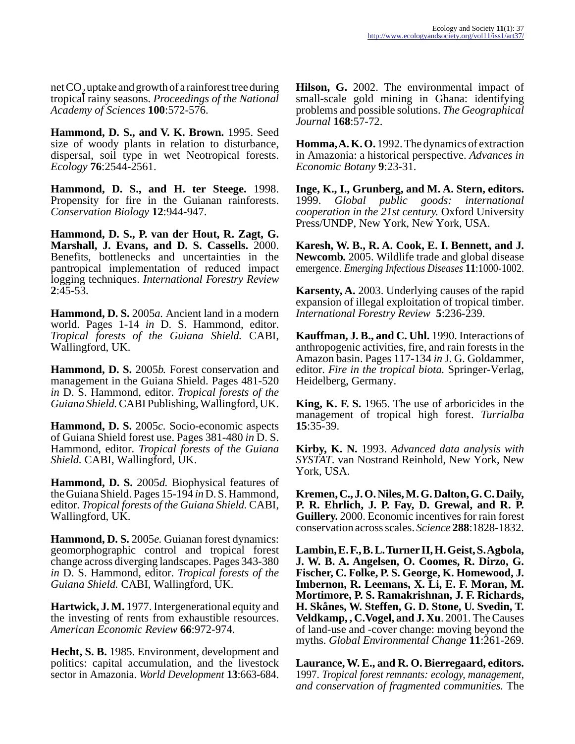net $CO_2$ uptake and growth of a rainforest tree during tropical rainy seasons. *Proceedings of the National Academy of Sciences* **100**:572-576.

**Hammond, D. S., and V. K. Brown.** 1995. Seed size of woody plants in relation to disturbance, dispersal, soil type in wet Neotropical forests. *Ecology* **76**:2544-2561.

**Hammond, D. S., and H. ter Steege.** 1998. Propensity for fire in the Guianan rainforests. *Conservation Biology* **12**:944-947.

**Hammond, D. S., P. van der Hout, R. Zagt, G. Marshall, J. Evans, and D. S. Cassells.** 2000. Benefits, bottlenecks and uncertainties in the pantropical implementation of reduced impact logging techniques. *International Forestry Review* **2**:45-53.

**Hammond, D. S.** 2005*a.* Ancient land in a modern world. Pages 1-14 *in* D. S. Hammond, editor. *Tropical forests of the Guiana Shield.* CABI, Wallingford, UK.

**Hammond, D. S.** 2005*b.* Forest conservation and management in the Guiana Shield. Pages 481-520 *in* D. S. Hammond, editor. *Tropical forests of the Guiana Shield.* CABI Publishing, Wallingford, UK.

**Hammond, D. S.** 2005*c.* Socio-economic aspects of Guiana Shield forest use. Pages 381-480 *in* D. S. Hammond, editor. *Tropical forests of the Guiana Shield.* CABI, Wallingford, UK.

**Hammond, D. S.** 2005*d.* Biophysical features of the Guiana Shield. Pages 15-194 *in* D. S. Hammond, editor. *Tropical forests of the Guiana Shield.* CABI, Wallingford, UK.

**Hammond, D. S.** 2005*e.* Guianan forest dynamics: geomorphographic control and tropical forest change across diverging landscapes. Pages 343-380 *in* D. S. Hammond, editor. *Tropical forests of the Guiana Shield.* CABI, Wallingford, UK.

**Hartwick, J. M.** 1977. Intergenerational equity and the investing of rents from exhaustible resources. *American Economic Review* **66**:972-974.

**Hecht, S. B.** 1985. Environment, development and politics: capital accumulation, and the livestock sector in Amazonia. *World Development* **13**:663-684.

**Hilson, G.** 2002. The environmental impact of small-scale gold mining in Ghana: identifying problems and possible solutions. *The Geographical Journal* **168**:57-72.

**Homma, A. K. O.** 1992. The dynamics of extraction in Amazonia: a historical perspective. *Advances in Economic Botany* **9**:23-31.

**Inge, K., I., Grunberg, and M. A. Stern, editors.** 1999. *Global public goods: international cooperation in the 21st century.* Oxford University Press/UNDP, New York, New York, USA.

**Karesh, W. B., R. A. Cook, E. I. Bennett, and J. Newcomb.** 2005. Wildlife trade and global disease emergence. *Emerging Infectious Diseases* **11**:1000-1002.

**Karsenty, A.** 2003. Underlying causes of the rapid expansion of illegal exploitation of tropical timber. *International Forestry Review* **5**:236-239.

**Kauffman, J. B., and C. Uhl.** 1990. Interactions of anthropogenic activities, fire, and rain forests in the Amazon basin. Pages 117-134 *in* J. G. Goldammer, editor. *Fire in the tropical biota.* Springer-Verlag, Heidelberg, Germany.

**King, K. F. S.** 1965. The use of arboricides in the management of tropical high forest. *Turrialba* **15**:35-39.

**Kirby, K. N.** 1993. *Advanced data analysis with SYSTAT.* van Nostrand Reinhold, New York, New York, USA.

**Kremen, C., J. O. Niles, M. G. Dalton, G. C. Daily, P. R. Ehrlich, J. P. Fay, D. Grewal, and R. P. Guillery.** 2000. Economic incentives for rain forest conservation across scales. *Science* **288**:1828-1832.

**Lambin, E. F., B. L. Turner II, H. Geist, S. Agbola, J. W. B. A. Angelsen, O. Coomes, R. Dirzo, G. Fischer, C. Folke, P. S. George, K. Homewood, J. Imbernon, R. Leemans, X. Li, E. F. Moran, M. Mortimore, P. S. Ramakrishnan, J. F. Richards, H. Skånes, W. Steffen, G. D. Stone, U. Svedin, T. Veldkamp, , C. Vogel, and J. Xu**. 2001. The Causes of land-use and -cover change: moving beyond the myths. *Global Environmental Change* **11**:261-269.

**Laurance, W. E., and R. O. Bierregaard, editors.** 1997. *Tropical forest remnants: ecology, management, and conservation of fragmented communities.* The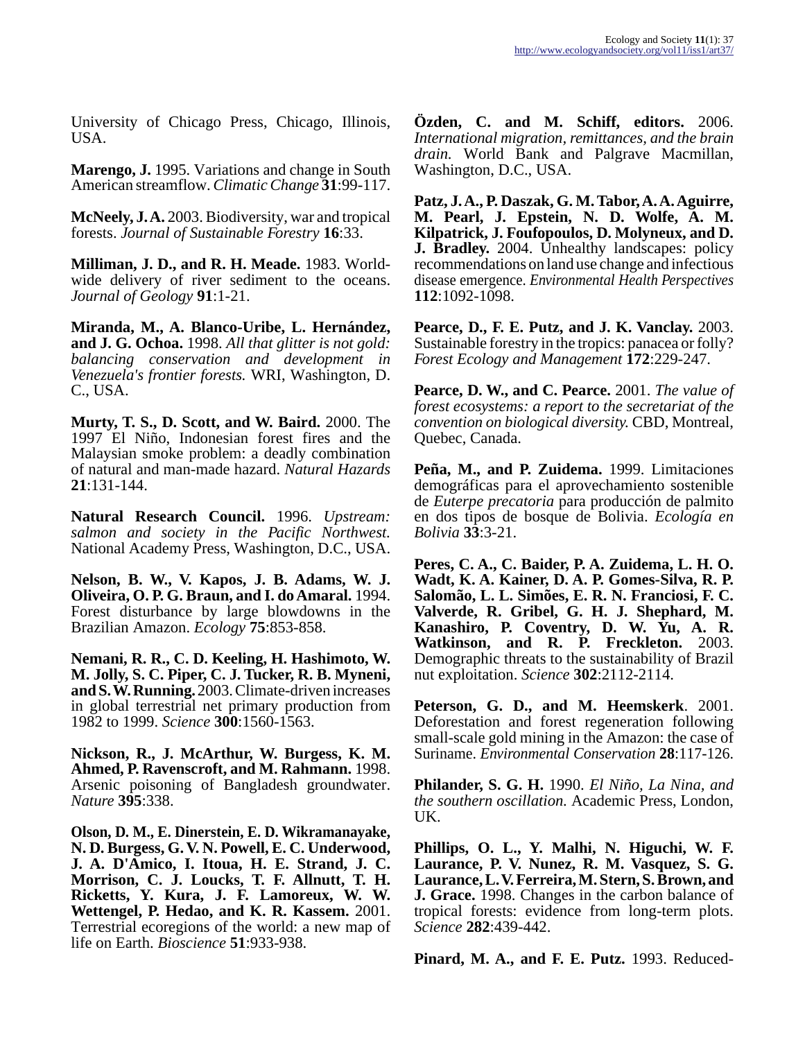University of Chicago Press, Chicago, Illinois, USA.

**Marengo, J.** 1995. Variations and change in South American streamflow. *Climatic Change* **31**:99-117.

**McNeely, J. A.** 2003. Biodiversity, war and tropical forests. *Journal of Sustainable Forestry* **16**:33.

**Milliman, J. D., and R. H. Meade.** 1983. World-wide delivery of river sediment to the oceans. *Journal of Geology* **91**:1-21.

**Miranda, M., A. Blanco-Uribe, L. Hernández, and J. G. Ochoa.** 1998. *All that glitter is not gold: balancing conservation and development in Venezuela's frontier forests.* WRI, Washington, D. C., USA.

**Murty, T. S., D. Scott, and W. Baird.** 2000. The 1997 El Niño, Indonesian forest fires and the Malaysian smoke problem: a deadly combination of natural and man-made hazard. *Natural Hazards* **21**:131-144.

**Natural Research Council.** 1996. *Upstream: salmon and society in the Pacific Northwest.* National Academy Press, Washington, D.C., USA.

**Nelson, B. W., V. Kapos, J. B. Adams, W. J. Oliveira, O. P. G. Braun, and I. do Amaral.** 1994. Forest disturbance by large blowdowns in the Brazilian Amazon. *Ecology* **75**:853-858.

**Nemani, R. R., C. D. Keeling, H. Hashimoto, W. M. Jolly, S. C. Piper, C. J. Tucker, R. B. Myneni, and S. W. Running.** 2003. Climate-driven increases in global terrestrial net primary production from 1982 to 1999. *Science* **300**:1560-1563.

**Nickson, R., J. McArthur, W. Burgess, K. M. Ahmed, P. Ravenscroft, and M. Rahmann.** 1998. Arsenic poisoning of Bangladesh groundwater. *Nature* **395**:338.

**Olson, D. M., E. Dinerstein, E. D. Wikramanayake, N. D. Burgess, G. V. N. Powell, E. C. Underwood, J. A. D'Amico, I. Itoua, H. E. Strand, J. C. Morrison, C. J. Loucks, T. F. Allnutt, T. H. Ricketts, Y. Kura, J. F. Lamoreux, W. W. Wettengel, P. Hedao, and K. R. Kassem.** 2001. Terrestrial ecoregions of the world: a new map of life on Earth. *Bioscience* **51**:933-938.

**Özden, C. and M. Schiff, editors.** 2006. *International migration, remittances, and the brain drain.* World Bank and Palgrave Macmillan, Washington, D.C., USA.

**Patz, J. A., P. Daszak, G. M. Tabor, A. A. Aguirre, M. Pearl, J. Epstein, N. D. Wolfe, A. M. Kilpatrick, J. Foufopoulos, D. Molyneux, and D. J. Bradley.** 2004. Unhealthy landscapes: policy recommendations on land use change and infectious disease emergence. *Environmental Health Perspectives* **112**:1092-1098.

**Pearce, D., F. E. Putz, and J. K. Vanclay.** 2003. Sustainable forestry in the tropics: panacea or folly? *Forest Ecology and Management* **172**:229-247.

**Pearce, D. W., and C. Pearce.** 2001. *The value of forest ecosystems: a report to the secretariat of the convention on biological diversity.* CBD, Montreal, Quebec, Canada.

**Peña, M., and P. Zuidema.** 1999. Limitaciones demográficas para el aprovechamiento sostenible de *Euterpe precatoria* para producción de palmito en dos tipos de bosque de Bolivia. *Ecología en Bolivia* **33**:3-21.

**Peres, C. A., C. Baider, P. A. Zuidema, L. H. O. Wadt, K. A. Kainer, D. A. P. Gomes-Silva, R. P. Salomão, L. L. Simões, E. R. N. Franciosi, F. C. Valverde, R. Gribel, G. H. J. Shephard, M. Kanashiro, P. Coventry, D. W. Yu, A. R. Watkinson, and R. P. Freckleton.** 2003. Demographic threats to the sustainability of Brazil nut exploitation. *Science* **302**:2112-2114.

**Peterson, G. D., and M. Heemskerk**. 2001. Deforestation and forest regeneration following small-scale gold mining in the Amazon: the case of Suriname. *Environmental Conservation* **28**:117-126.

**Philander, S. G. H.** 1990. *El Niño, La Nina, and the southern oscillation.* Academic Press, London, UK.

**Phillips, O. L., Y. Malhi, N. Higuchi, W. F. Laurance, P. V. Nunez, R. M. Vasquez, S. G. Laurance, L. V. Ferreira, M. Stern, S. Brown, and J. Grace.** 1998. Changes in the carbon balance of tropical forests: evidence from long-term plots. *Science* **282**:439-442.

**Pinard, M. A., and F. E. Putz.** 1993. Reduced-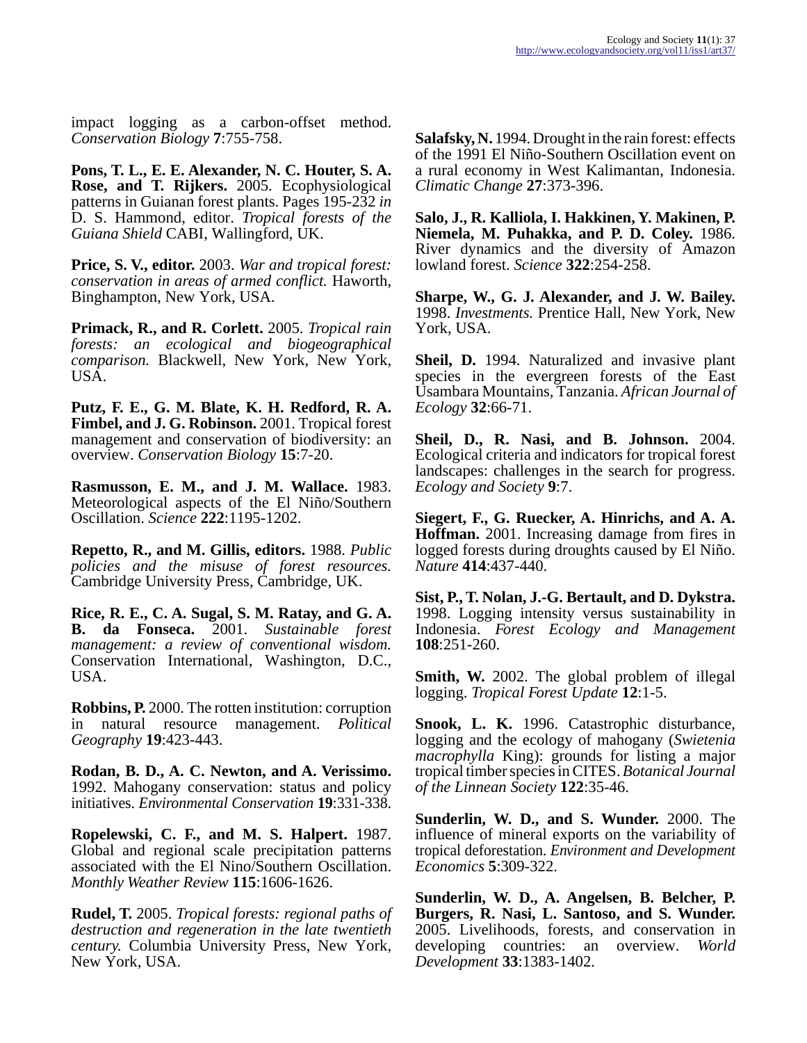impact logging as a carbon-offset method. *Conservation Biology* **7**:755-758.

**Pons, T. L., E. E. Alexander, N. C. Houter, S. A. Rose, and T. Rijkers.** 2005. Ecophysiological patterns in Guianan forest plants. Pages 195-232 *in* D. S. Hammond, editor. *Tropical forests of the Guiana Shield* CABI, Wallingford, UK.

**Price, S. V., editor.** 2003. *War and tropical forest: conservation in areas of armed conflict.* Haworth, Binghampton, New York, USA.

**Primack, R., and R. Corlett.** 2005. *Tropical rain forests: an ecological and biogeographical comparison.* Blackwell, New York, New York, USA.

**Putz, F. E., G. M. Blate, K. H. Redford, R. A. Fimbel, and J. G. Robinson.** 2001. Tropical forest management and conservation of biodiversity: an overview. *Conservation Biology* **15**:7-20.

**Rasmusson, E. M., and J. M. Wallace.** 1983. Meteorological aspects of the El Niño/Southern Oscillation. *Science* **222**:1195-1202.

**Repetto, R., and M. Gillis, editors.** 1988. *Public policies and the misuse of forest resources.* Cambridge University Press, Cambridge, UK.

**Rice, R. E., C. A. Sugal, S. M. Ratay, and G. A. B. da Fonseca.** 2001. *Sustainable forest management: a review of conventional wisdom.* Conservation International, Washington, D.C., USA.

**Robbins, P.** 2000. The rotten institution: corruption in natural resource management. *Political Geography* **19**:423-443.

**Rodan, B. D., A. C. Newton, and A. Verissimo.** 1992. Mahogany conservation: status and policy initiatives. *Environmental Conservation* **19**:331-338.

**Ropelewski, C. F., and M. S. Halpert.** 1987. Global and regional scale precipitation patterns associated with the El Nino/Southern Oscillation. *Monthly Weather Review* **115**:1606-1626.

**Rudel, T.** 2005. *Tropical forests: regional paths of destruction and regeneration in the late twentieth century.* Columbia University Press, New York, New York, USA.

**Salafsky, N.** 1994. Drought in the rain forest: effects of the 1991 El Niño-Southern Oscillation event on a rural economy in West Kalimantan, Indonesia. *Climatic Change* **27**:373-396.

**Salo, J., R. Kalliola, I. Hakkinen, Y. Makinen, P. Niemela, M. Puhakka, and P. D. Coley.** 1986. River dynamics and the diversity of Amazon lowland forest. *Science* **322**:254-258.

**Sharpe, W., G. J. Alexander, and J. W. Bailey.** 1998. *Investments.* Prentice Hall, New York, New York, USA.

**Sheil, D.** 1994. Naturalized and invasive plant species in the evergreen forests of the East Usambara Mountains, Tanzania. *African Journal of Ecology* **32**:66-71.

**Sheil, D., R. Nasi, and B. Johnson.** 2004. Ecological criteria and indicators for tropical forest landscapes: challenges in the search for progress. *Ecology and Society* **9**:7.

**Siegert, F., G. Ruecker, A. Hinrichs, and A. A. Hoffman.** 2001. Increasing damage from fires in logged forests during droughts caused by El Niño. *Nature* **414**:437-440.

**Sist, P., T. Nolan, J.-G. Bertault, and D. Dykstra.** 1998. Logging intensity versus sustainability in Indonesia. *Forest Ecology and Management* **108**:251-260.

**Smith, W.** 2002. The global problem of illegal logging. *Tropical Forest Update* **12**:1-5.

**Snook, L. K.** 1996. Catastrophic disturbance, logging and the ecology of mahogany (*Swietenia macrophylla* King): grounds for listing a major tropical timber species in CITES. *Botanical Journal of the Linnean Society* **122**:35-46.

**Sunderlin, W. D., and S. Wunder.** 2000. The influence of mineral exports on the variability of tropical deforestation. *Environment and Development Economics* **5**:309-322.

**Sunderlin, W. D., A. Angelsen, B. Belcher, P. Burgers, R. Nasi, L. Santoso, and S. Wunder.** 2005. Livelihoods, forests, and conservation in developing countries: an overview. *World Development* **33**:1383-1402.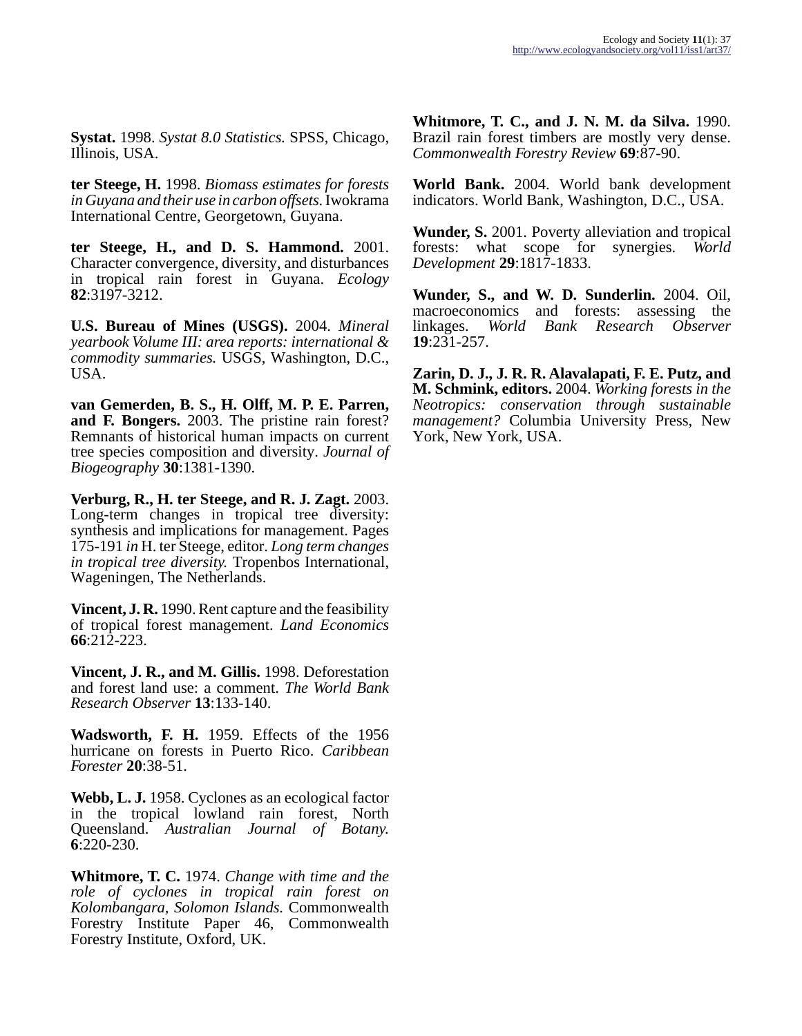**Systat.** 1998. *Systat 8.0 Statistics.* SPSS, Chicago, Illinois, USA.

**ter Steege, H.** 1998. *Biomass estimates for forests in Guyana and their use in carbon offsets.* Iwokrama International Centre, Georgetown, Guyana.

**ter Steege, H., and D. S. Hammond.** 2001. Character convergence, diversity, and disturbances in tropical rain forest in Guyana. *Ecology* **82**:3197-3212.

**U.S. Bureau of Mines (USGS).** 2004. *Mineral yearbook Volume III: area reports: international & commodity summaries.* USGS, Washington, D.C., USA.

**van Gemerden, B. S., H. Olff, M. P. E. Parren, and F. Bongers.** 2003. The pristine rain forest? Remnants of historical human impacts on current tree species composition and diversity. *Journal of Biogeography* **30**:1381-1390.

**Verburg, R., H. ter Steege, and R. J. Zagt.** 2003. Long-term changes in tropical tree diversity: synthesis and implications for management. Pages 175-191 *in* H. ter Steege, editor. *Long term changes in tropical tree diversity.* Tropenbos International, Wageningen, The Netherlands.

**Vincent, J. R.** 1990. Rent capture and the feasibility of tropical forest management. *Land Economics* **66**:212-223.

**Vincent, J. R., and M. Gillis.** 1998. Deforestation and forest land use: a comment. *The World Bank Research Observer* **13**:133-140.

**Wadsworth, F. H.** 1959. Effects of the 1956 hurricane on forests in Puerto Rico. *Caribbean Forester* **20**:38-51.

**Webb, L. J.** 1958. Cyclones as an ecological factor in the tropical lowland rain forest, North Queensland. *Australian Journal of Botany.* **6**:220-230.

**Whitmore, T. C.** 1974. *Change with time and the role of cyclones in tropical rain forest on Kolombangara, Solomon Islands.* Commonwealth Forestry Institute Paper 46, Commonwealth Forestry Institute, Oxford, UK.

**Whitmore, T. C., and J. N. M. da Silva.** 1990. Brazil rain forest timbers are mostly very dense. *Commonwealth Forestry Review* **69**:87-90.

**World Bank.** 2004. World bank development indicators. World Bank, Washington, D.C., USA.

**Wunder, S.** 2001. Poverty alleviation and tropical forests: what scope for synergies. *World Development* **29**:1817-1833.

**Wunder, S., and W. D. Sunderlin.** 2004. Oil, macroeconomics and forests: assessing the linkages. *World Bank Research Observer* **19**:231-257.

**Zarin, D. J., J. R. R. Alavalapati, F. E. Putz, and M. Schmink, editors.** 2004. *Working forests in the Neotropics: conservation through sustainable management?* Columbia University Press, New York, New York, USA.